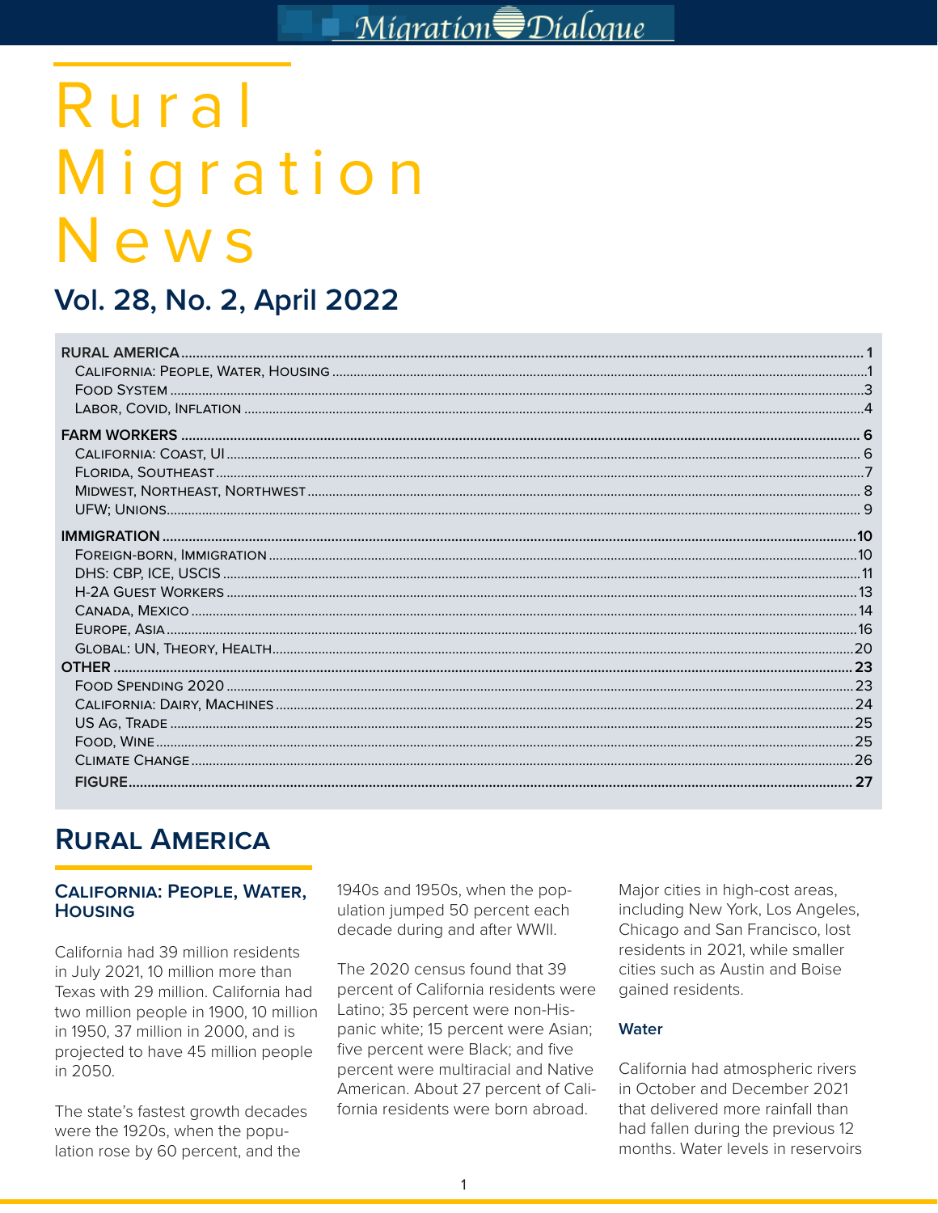# Rural Migration News

## Vol. 28, No. 2, April 2022

| | |
|---|---|
| **RURAL AMERICA** | **1** |
| California: People, Water, Housing | 1 |
| Food System | 3 |
| Labor, Covid, Inflation | 4 |
| **FARM WORKERS** | **6** |
| California: Coast, UI | 6 |
| Florida, Southeast | 7 |
| Midwest, Northeast, Northwest | 8 |
| UFW; Unions | 9 |
| **IMMIGRATION** | **10** |
| Foreign-born, Immigration | 10 |
| DHS: CBP, ICE, USCIS | 11 |
| H-2A Guest Workers | 13 |
| Canada, Mexico | 14 |
| Europe, Asia | 16 |
| Global: UN, Theory, Health | 20 |
| **OTHER** | **23** |
| Food Spending 2020 | 23 |
| California: Dairy, Machines | 24 |
| US Ag, Trade | 25 |
| Food, Wine | 25 |
| Climate Change | 26 |
| **FIGURE** | **27** |

## RURAL AMERICA

### California: People, Water, Housing

California had 39 million residents in July 2021, 10 million more than Texas with 29 million. California had two million people in 1900, 10 million in 1950, 37 million in 2000, and is projected to have 45 million people in 2050.

The state's fastest growth decades were the 1920s, when the population rose by 60 percent, and the 1940s and 1950s, when the population jumped 50 percent each decade during and after WWII.

The 2020 census found that 39 percent of California residents were Latino; 35 percent were non-Hispanic white; 15 percent were Asian; five percent were Black; and five percent were multiracial and Native American. About 27 percent of California residents were born abroad.

Major cities in high-cost areas, including New York, Los Angeles, Chicago and San Francisco, lost residents in 2021, while smaller cities such as Austin and Boise gained residents.

#### Water

California had atmospheric rivers in October and December 2021 that delivered more rainfall than had fallen during the previous 12 months. Water levels in reservoirs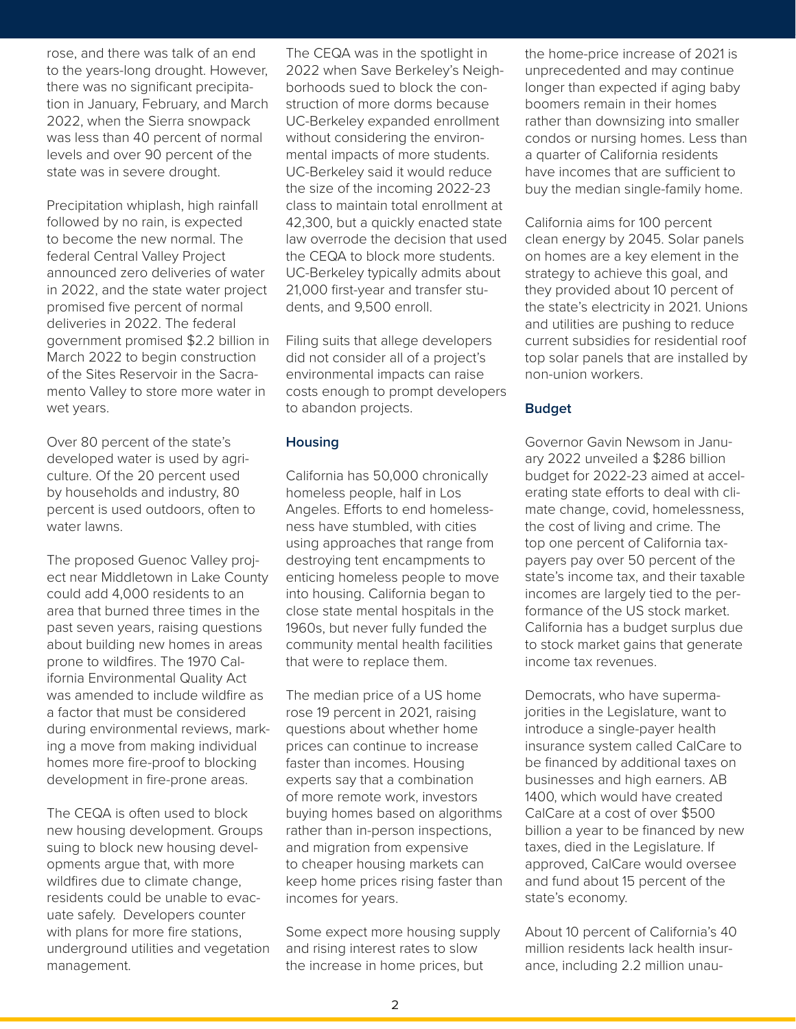rose, and there was talk of an end to the years-long drought. However, there was no significant precipitation in January, February, and March 2022, when the Sierra snowpack was less than 40 percent of normal levels and over 90 percent of the state was in severe drought.

Precipitation whiplash, high rainfall followed by no rain, is expected to become the new normal. The federal Central Valley Project announced zero deliveries of water in 2022, and the state water project promised five percent of normal deliveries in 2022. The federal government promised $2.2 billion in March 2022 to begin construction of the Sites Reservoir in the Sacramento Valley to store more water in wet years.

Over 80 percent of the state's developed water is used by agriculture. Of the 20 percent used by households and industry, 80 percent is used outdoors, often to water lawns.

The proposed Guenoc Valley project near Middletown in Lake County could add 4,000 residents to an area that burned three times in the past seven years, raising questions about building new homes in areas prone to wildfires. The 1970 California Environmental Quality Act was amended to include wildfire as a factor that must be considered during environmental reviews, marking a move from making individual homes more fire-proof to blocking development in fire-prone areas.

The CEQA is often used to block new housing development. Groups suing to block new housing developments argue that, with more wildfires due to climate change, residents could be unable to evacuate safely. Developers counter with plans for more fire stations, underground utilities and vegetation management.

The CEQA was in the spotlight in 2022 when Save Berkeley's Neighborhoods sued to block the construction of more dorms because UC-Berkeley expanded enrollment without considering the environmental impacts of more students. UC-Berkeley said it would reduce the size of the incoming 2022-23 class to maintain total enrollment at 42,300, but a quickly enacted state law overrode the decision that used the CEQA to block more students. UC-Berkeley typically admits about 21,000 first-year and transfer students, and 9,500 enroll.

Filing suits that allege developers did not consider all of a project's environmental impacts can raise costs enough to prompt developers to abandon projects.

### Housing

California has 50,000 chronically homeless people, half in Los Angeles. Efforts to end homelessness have stumbled, with cities using approaches that range from destroying tent encampments to enticing homeless people to move into housing. California began to close state mental hospitals in the 1960s, but never fully funded the community mental health facilities that were to replace them.

The median price of a US home rose 19 percent in 2021, raising questions about whether home prices can continue to increase faster than incomes. Housing experts say that a combination of more remote work, investors buying homes based on algorithms rather than in-person inspections, and migration from expensive to cheaper housing markets can keep home prices rising faster than incomes for years.

Some expect more housing supply and rising interest rates to slow the increase in home prices, but the home-price increase of 2021 is unprecedented and may continue longer than expected if aging baby boomers remain in their homes rather than downsizing into smaller condos or nursing homes. Less than a quarter of California residents have incomes that are sufficient to buy the median single-family home.

California aims for 100 percent clean energy by 2045. Solar panels on homes are a key element in the strategy to achieve this goal, and they provided about 10 percent of the state's electricity in 2021. Unions and utilities are pushing to reduce current subsidies for residential roof top solar panels that are installed by non-union workers.

### Budget

Governor Gavin Newsom in January 2022 unveiled a $286 billion budget for 2022-23 aimed at accelerating state efforts to deal with climate change, covid, homelessness, the cost of living and crime. The top one percent of California taxpayers pay over 50 percent of the state's income tax, and their taxable incomes are largely tied to the performance of the US stock market. California has a budget surplus due to stock market gains that generate income tax revenues.

Democrats, who have supermajorities in the Legislature, want to introduce a single-payer health insurance system called CalCare to be financed by additional taxes on businesses and high earners. AB 1400, which would have created CalCare at a cost of over $500 billion a year to be financed by new taxes, died in the Legislature. If approved, CalCare would oversee and fund about 15 percent of the state's economy.

About 10 percent of California's 40 million residents lack health insurance, including 2.2 million unau-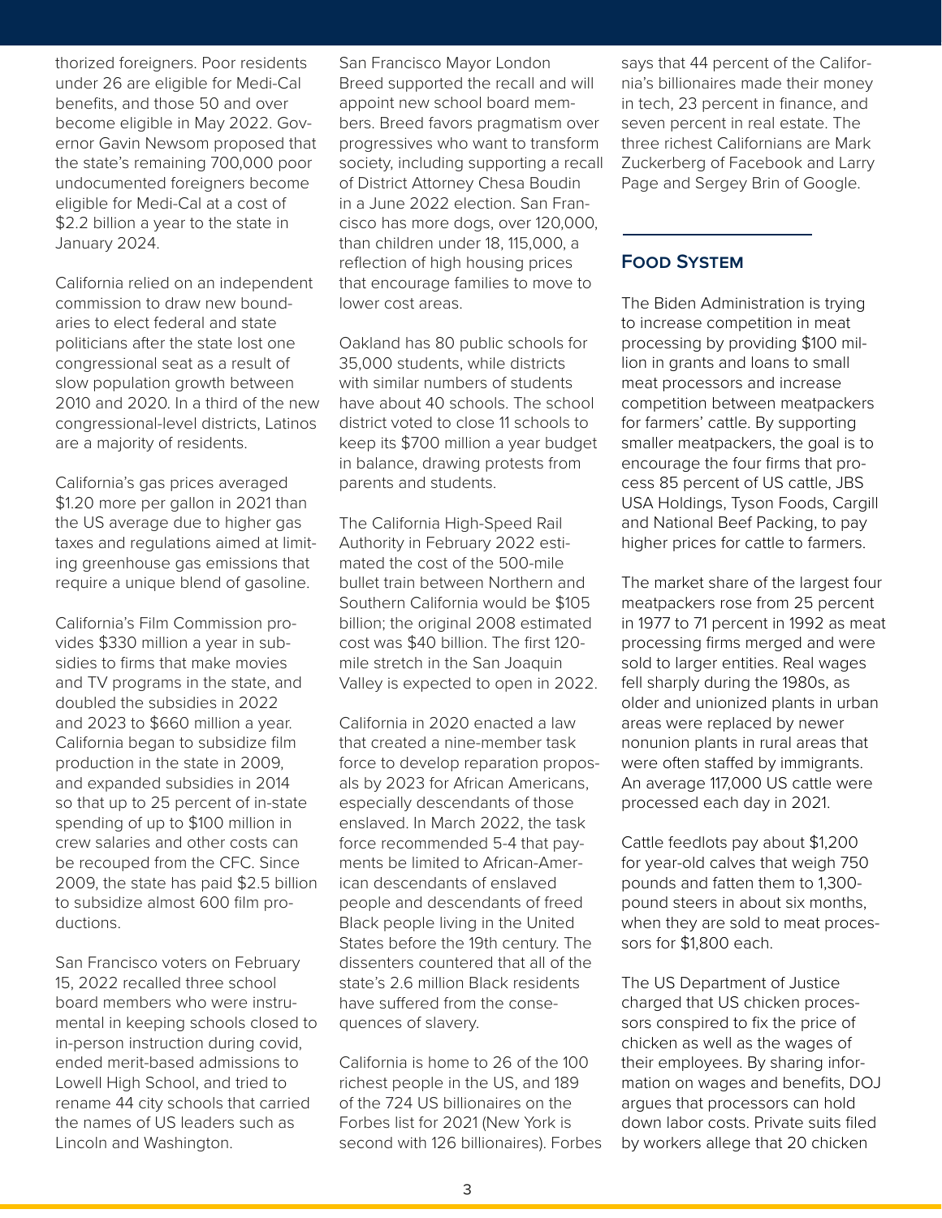thorized foreigners. Poor residents under 26 are eligible for Medi-Cal benefits, and those 50 and over become eligible in May 2022. Governor Gavin Newsom proposed that the state's remaining 700,000 poor undocumented foreigners become eligible for Medi-Cal at a cost of $2.2 billion a year to the state in January 2024.

California relied on an independent commission to draw new boundaries to elect federal and state politicians after the state lost one congressional seat as a result of slow population growth between 2010 and 2020. In a third of the new congressional-level districts, Latinos are a majority of residents.

California's gas prices averaged $1.20 more per gallon in 2021 than the US average due to higher gas taxes and regulations aimed at limiting greenhouse gas emissions that require a unique blend of gasoline.

California's Film Commission provides $330 million a year in subsidies to firms that make movies and TV programs in the state, and doubled the subsidies in 2022 and 2023 to $660 million a year. California began to subsidize film production in the state in 2009, and expanded subsidies in 2014 so that up to 25 percent of in-state spending of up to $100 million in crew salaries and other costs can be recouped from the CFC. Since 2009, the state has paid $2.5 billion to subsidize almost 600 film productions.

San Francisco voters on February 15, 2022 recalled three school board members who were instrumental in keeping schools closed to in-person instruction during covid, ended merit-based admissions to Lowell High School, and tried to rename 44 city schools that carried the names of US leaders such as Lincoln and Washington.

San Francisco Mayor London Breed supported the recall and will appoint new school board members. Breed favors pragmatism over progressives who want to transform society, including supporting a recall of District Attorney Chesa Boudin in a June 2022 election. San Francisco has more dogs, over 120,000, than children under 18, 115,000, a reflection of high housing prices that encourage families to move to lower cost areas.

Oakland has 80 public schools for 35,000 students, while districts with similar numbers of students have about 40 schools. The school district voted to close 11 schools to keep its $700 million a year budget in balance, drawing protests from parents and students.

The California High-Speed Rail Authority in February 2022 estimated the cost of the 500-mile bullet train between Northern and Southern California would be $105 billion; the original 2008 estimated cost was $40 billion. The first 120-mile stretch in the San Joaquin Valley is expected to open in 2022.

California in 2020 enacted a law that created a nine-member task force to develop reparation proposals by 2023 for African Americans, especially descendants of those enslaved. In March 2022, the task force recommended 5-4 that payments be limited to African-American descendants of enslaved people and descendants of freed Black people living in the United States before the 19th century. The dissenters countered that all of the state's 2.6 million Black residents have suffered from the consequences of slavery.

California is home to 26 of the 100 richest people in the US, and 189 of the 724 US billionaires on the Forbes list for 2021 (New York is second with 126 billionaires). Forbes says that 44 percent of the California's billionaires made their money in tech, 23 percent in finance, and seven percent in real estate. The three richest Californians are Mark Zuckerberg of Facebook and Larry Page and Sergey Brin of Google.

## Food System

The Biden Administration is trying to increase competition in meat processing by providing $100 million in grants and loans to small meat processors and increase competition between meatpackers for farmers' cattle. By supporting smaller meatpackers, the goal is to encourage the four firms that process 85 percent of US cattle, JBS USA Holdings, Tyson Foods, Cargill and National Beef Packing, to pay higher prices for cattle to farmers.

The market share of the largest four meatpackers rose from 25 percent in 1977 to 71 percent in 1992 as meat processing firms merged and were sold to larger entities. Real wages fell sharply during the 1980s, as older and unionized plants in urban areas were replaced by newer nonunion plants in rural areas that were often staffed by immigrants. An average 117,000 US cattle were processed each day in 2021.

Cattle feedlots pay about $1,200 for year-old calves that weigh 750 pounds and fatten them to 1,300-pound steers in about six months, when they are sold to meat processors for $1,800 each.

The US Department of Justice charged that US chicken processors conspired to fix the price of chicken as well as the wages of their employees. By sharing information on wages and benefits, DOJ argues that processors can hold down labor costs. Private suits filed by workers allege that 20 chicken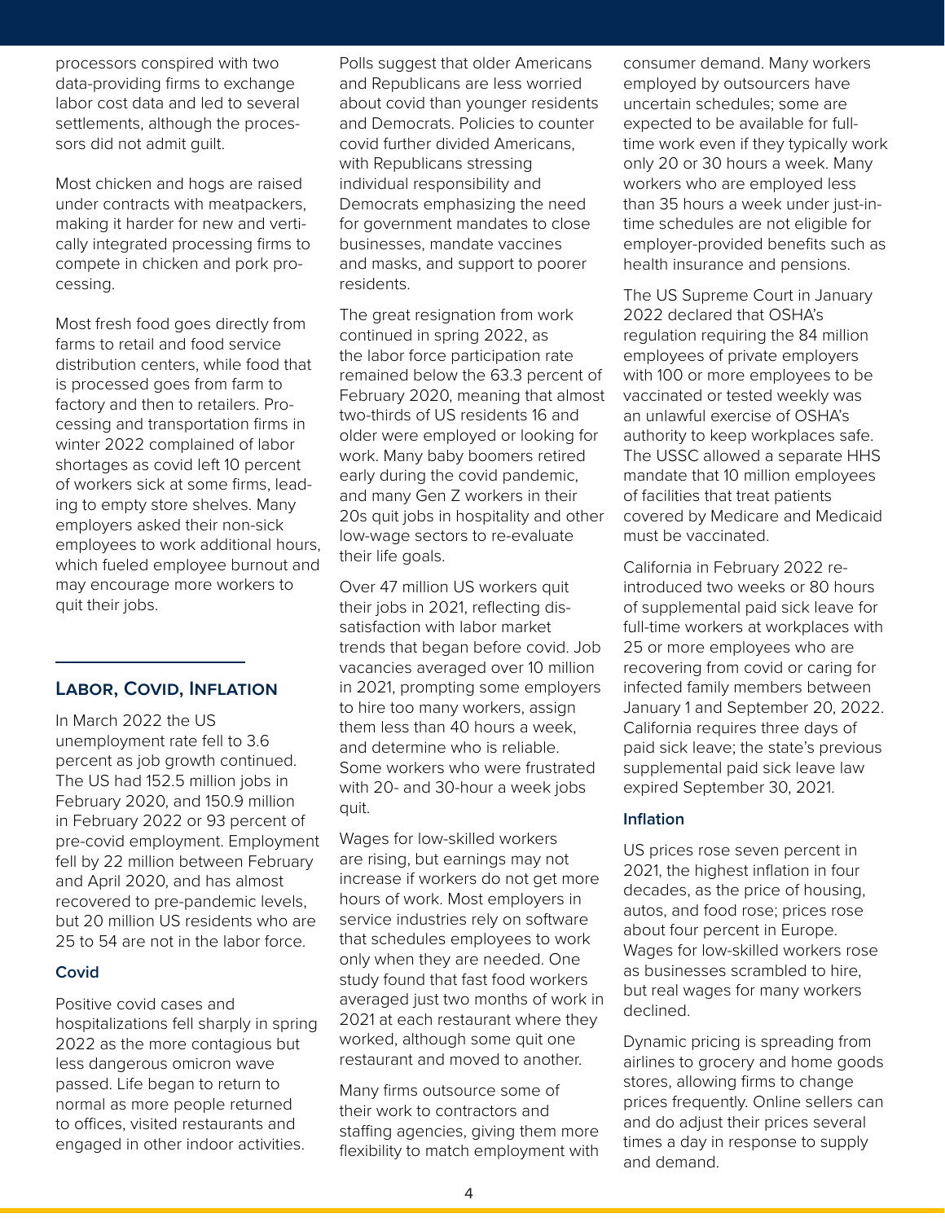processors conspired with two data-providing firms to exchange labor cost data and led to several settlements, although the processors did not admit guilt.

Most chicken and hogs are raised under contracts with meatpackers, making it harder for new and vertically integrated processing firms to compete in chicken and pork processing.

Most fresh food goes directly from farms to retail and food service distribution centers, while food that is processed goes from farm to factory and then to retailers. Processing and transportation firms in winter 2022 complained of labor shortages as covid left 10 percent of workers sick at some firms, leading to empty store shelves. Many employers asked their non-sick employees to work additional hours, which fueled employee burnout and may encourage more workers to quit their jobs.

## Labor, Covid, Inflation

In March 2022 the US unemployment rate fell to 3.6 percent as job growth continued. The US had 152.5 million jobs in February 2020, and 150.9 million in February 2022 or 93 percent of pre-covid employment. Employment fell by 22 million between February and April 2020, and has almost recovered to pre-pandemic levels, but 20 million US residents who are 25 to 54 are not in the labor force.

### Covid

Positive covid cases and hospitalizations fell sharply in spring 2022 as the more contagious but less dangerous omicron wave passed. Life began to return to normal as more people returned to offices, visited restaurants and engaged in other indoor activities. Polls suggest that older Americans and Republicans are less worried about covid than younger residents and Democrats. Policies to counter covid further divided Americans, with Republicans stressing individual responsibility and Democrats emphasizing the need for government mandates to close businesses, mandate vaccines and masks, and support to poorer residents.

The great resignation from work continued in spring 2022, as the labor force participation rate remained below the 63.3 percent of February 2020, meaning that almost two-thirds of US residents 16 and older were employed or looking for work. Many baby boomers retired early during the covid pandemic, and many Gen Z workers in their 20s quit jobs in hospitality and other low-wage sectors to re-evaluate their life goals.

Over 47 million US workers quit their jobs in 2021, reflecting dissatisfaction with labor market trends that began before covid. Job vacancies averaged over 10 million in 2021, prompting some employers to hire too many workers, assign them less than 40 hours a week, and determine who is reliable. Some workers who were frustrated with 20- and 30-hour a week jobs quit.

Wages for low-skilled workers are rising, but earnings may not increase if workers do not get more hours of work. Most employers in service industries rely on software that schedules employees to work only when they are needed. One study found that fast food workers averaged just two months of work in 2021 at each restaurant where they worked, although some quit one restaurant and moved to another.

Many firms outsource some of their work to contractors and staffing agencies, giving them more flexibility to match employment with consumer demand. Many workers employed by outsourcers have uncertain schedules; some are expected to be available for full-time work even if they typically work only 20 or 30 hours a week. Many workers who are employed less than 35 hours a week under just-in-time schedules are not eligible for employer-provided benefits such as health insurance and pensions.

The US Supreme Court in January 2022 declared that OSHA's regulation requiring the 84 million employees of private employers with 100 or more employees to be vaccinated or tested weekly was an unlawful exercise of OSHA's authority to keep workplaces safe. The USSC allowed a separate HHS mandate that 10 million employees of facilities that treat patients covered by Medicare and Medicaid must be vaccinated.

California in February 2022 re-introduced two weeks or 80 hours of supplemental paid sick leave for full-time workers at workplaces with 25 or more employees who are recovering from covid or caring for infected family members between January 1 and September 20, 2022. California requires three days of paid sick leave; the state's previous supplemental paid sick leave law expired September 30, 2021.

### Inflation

US prices rose seven percent in 2021, the highest inflation in four decades, as the price of housing, autos, and food rose; prices rose about four percent in Europe. Wages for low-skilled workers rose as businesses scrambled to hire, but real wages for many workers declined.

Dynamic pricing is spreading from airlines to grocery and home goods stores, allowing firms to change prices frequently. Online sellers can and do adjust their prices several times a day in response to supply and demand.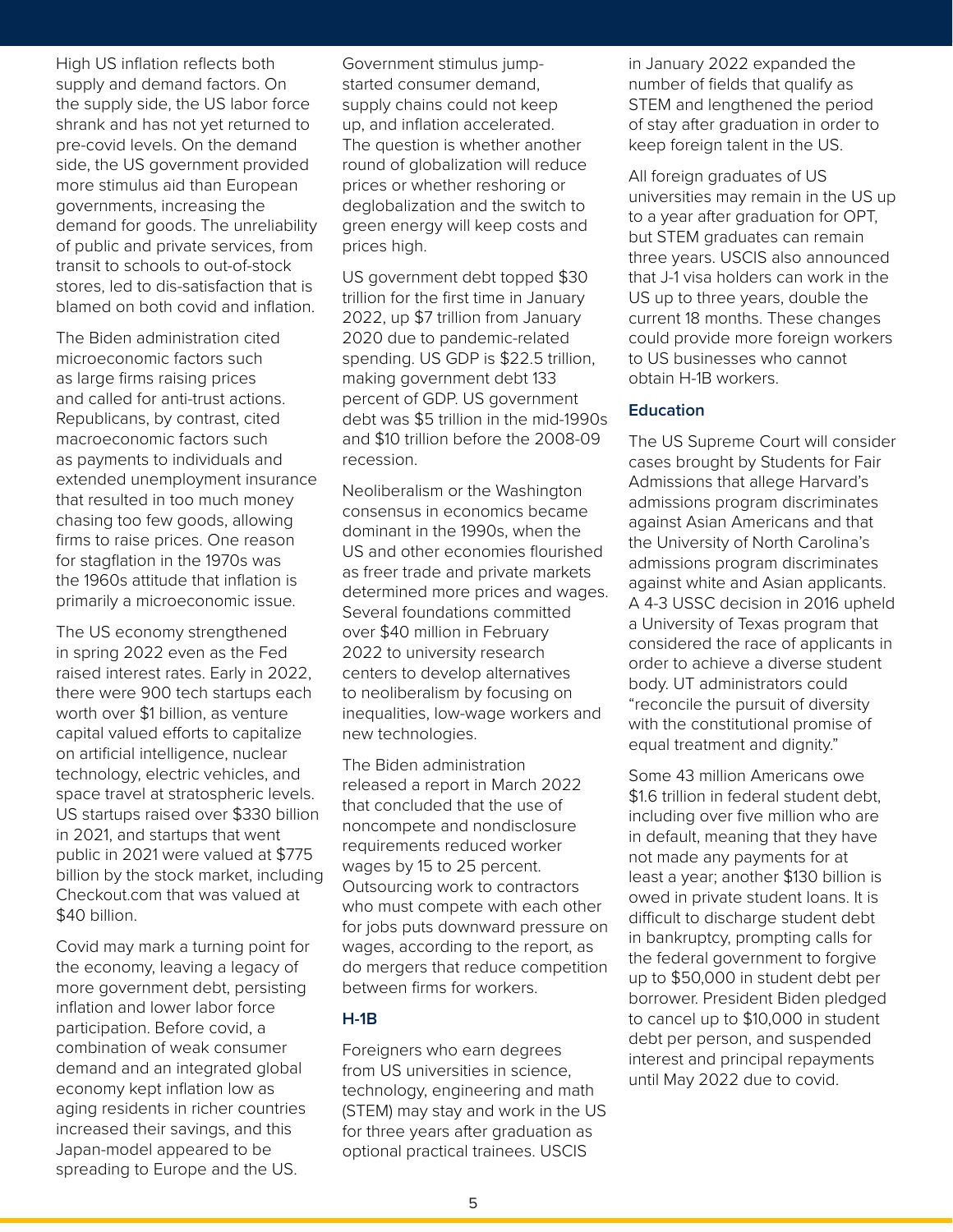High US inflation reflects both supply and demand factors. On the supply side, the US labor force shrank and has not yet returned to pre-covid levels. On the demand side, the US government provided more stimulus aid than European governments, increasing the demand for goods. The unreliability of public and private services, from transit to schools to out-of-stock stores, led to dis-satisfaction that is blamed on both covid and inflation.

The Biden administration cited microeconomic factors such as large firms raising prices and called for anti-trust actions. Republicans, by contrast, cited macroeconomic factors such as payments to individuals and extended unemployment insurance that resulted in too much money chasing too few goods, allowing firms to raise prices. One reason for stagflation in the 1970s was the 1960s attitude that inflation is primarily a microeconomic issue.

The US economy strengthened in spring 2022 even as the Fed raised interest rates. Early in 2022, there were 900 tech startups each worth over $1 billion, as venture capital valued efforts to capitalize on artificial intelligence, nuclear technology, electric vehicles, and space travel at stratospheric levels. US startups raised over $330 billion in 2021, and startups that went public in 2021 were valued at $775 billion by the stock market, including Checkout.com that was valued at $40 billion.

Covid may mark a turning point for the economy, leaving a legacy of more government debt, persisting inflation and lower labor force participation. Before covid, a combination of weak consumer demand and an integrated global economy kept inflation low as aging residents in richer countries increased their savings, and this Japan-model appeared to be spreading to Europe and the US. Government stimulus jump-started consumer demand, supply chains could not keep up, and inflation accelerated. The question is whether another round of globalization will reduce prices or whether reshoring or deglobalization and the switch to green energy will keep costs and prices high.

US government debt topped $30 trillion for the first time in January 2022, up $7 trillion from January 2020 due to pandemic-related spending. US GDP is $22.5 trillion, making government debt 133 percent of GDP. US government debt was $5 trillion in the mid-1990s and $10 trillion before the 2008-09 recession.

Neoliberalism or the Washington consensus in economics became dominant in the 1990s, when the US and other economies flourished as freer trade and private markets determined more prices and wages. Several foundations committed over $40 million in February 2022 to university research centers to develop alternatives to neoliberalism by focusing on inequalities, low-wage workers and new technologies.

The Biden administration released a report in March 2022 that concluded that the use of noncompete and nondisclosure requirements reduced worker wages by 15 to 25 percent. Outsourcing work to contractors who must compete with each other for jobs puts downward pressure on wages, according to the report, as do mergers that reduce competition between firms for workers.

### H-1B

Foreigners who earn degrees from US universities in science, technology, engineering and math (STEM) may stay and work in the US for three years after graduation as optional practical trainees. USCIS in January 2022 expanded the number of fields that qualify as STEM and lengthened the period of stay after graduation in order to keep foreign talent in the US.

All foreign graduates of US universities may remain in the US up to a year after graduation for OPT, but STEM graduates can remain three years. USCIS also announced that J-1 visa holders can work in the US up to three years, double the current 18 months. These changes could provide more foreign workers to US businesses who cannot obtain H-1B workers.

### Education

The US Supreme Court will consider cases brought by Students for Fair Admissions that allege Harvard's admissions program discriminates against Asian Americans and that the University of North Carolina's admissions program discriminates against white and Asian applicants. A 4-3 USSC decision in 2016 upheld a University of Texas program that considered the race of applicants in order to achieve a diverse student body. UT administrators could "reconcile the pursuit of diversity with the constitutional promise of equal treatment and dignity."

Some 43 million Americans owe $1.6 trillion in federal student debt, including over five million who are in default, meaning that they have not made any payments for at least a year; another $130 billion is owed in private student loans. It is difficult to discharge student debt in bankruptcy, prompting calls for the federal government to forgive up to $50,000 in student debt per borrower. President Biden pledged to cancel up to $10,000 in student debt per person, and suspended interest and principal repayments until May 2022 due to covid.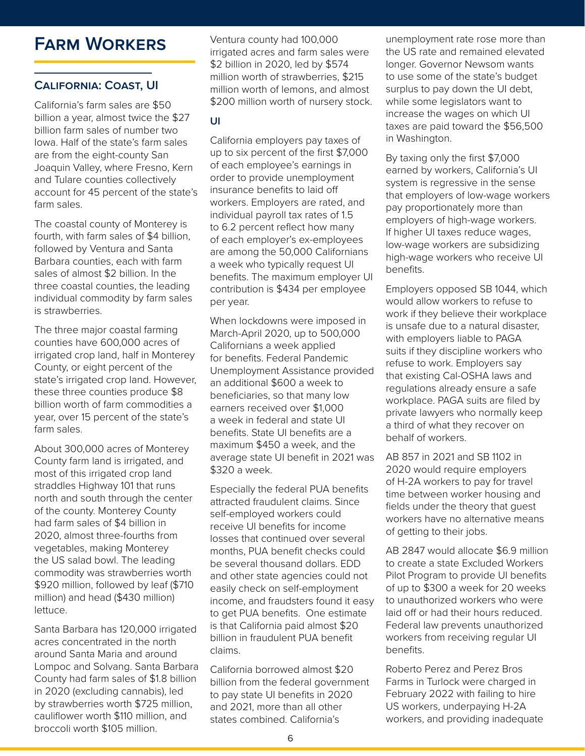# Farm Workers

## California: Coast, UI

California's farm sales are $50 billion a year, almost twice the $27 billion farm sales of number two Iowa. Half of the state's farm sales are from the eight-county San Joaquin Valley, where Fresno, Kern and Tulare counties collectively account for 45 percent of the state's farm sales.

The coastal county of Monterey is fourth, with farm sales of $4 billion, followed by Ventura and Santa Barbara counties, each with farm sales of almost $2 billion. In the three coastal counties, the leading individual commodity by farm sales is strawberries.

The three major coastal farming counties have 600,000 acres of irrigated crop land, half in Monterey County, or eight percent of the state's irrigated crop land. However, these three counties produce $8 billion worth of farm commodities a year, over 15 percent of the state's farm sales.

About 300,000 acres of Monterey County farm land is irrigated, and most of this irrigated crop land straddles Highway 101 that runs north and south through the center of the county. Monterey County had farm sales of $4 billion in 2020, almost three-fourths from vegetables, making Monterey the US salad bowl. The leading commodity was strawberries worth $920 million, followed by leaf ($710 million) and head ($430 million) lettuce.

Santa Barbara has 120,000 irrigated acres concentrated in the north around Santa Maria and around Lompoc and Solvang. Santa Barbara County had farm sales of $1.8 billion in 2020 (excluding cannabis), led by strawberries worth $725 million, cauliflower worth $110 million, and broccoli worth $105 million.

Ventura county had 100,000 irrigated acres and farm sales were $2 billion in 2020, led by $574 million worth of strawberries, $215 million worth of lemons, and almost $200 million worth of nursery stock.

### UI

California employers pay taxes of up to six percent of the first $7,000 of each employee's earnings in order to provide unemployment insurance benefits to laid off workers. Employers are rated, and individual payroll tax rates of 1.5 to 6.2 percent reflect how many of each employer's ex-employees are among the 50,000 Californians a week who typically request UI benefits. The maximum employer UI contribution is $434 per employee per year.

When lockdowns were imposed in March-April 2020, up to 500,000 Californians a week applied for benefits. Federal Pandemic Unemployment Assistance provided an additional $600 a week to beneficiaries, so that many low earners received over $1,000 a week in federal and state UI benefits. State UI benefits are a maximum $450 a week, and the average state UI benefit in 2021 was $320 a week.

Especially the federal PUA benefits attracted fraudulent claims. Since self-employed workers could receive UI benefits for income losses that continued over several months, PUA benefit checks could be several thousand dollars. EDD and other state agencies could not easily check on self-employment income, and fraudsters found it easy to get PUA benefits. One estimate is that California paid almost $20 billion in fraudulent PUA benefit claims.

California borrowed almost $20 billion from the federal government to pay state UI benefits in 2020 and 2021, more than all other states combined. California's unemployment rate rose more than the US rate and remained elevated longer. Governor Newsom wants to use some of the state's budget surplus to pay down the UI debt, while some legislators want to increase the wages on which UI taxes are paid toward the $56,500 in Washington.

By taxing only the first $7,000 earned by workers, California's UI system is regressive in the sense that employers of low-wage workers pay proportionately more than employers of high-wage workers. If higher UI taxes reduce wages, low-wage workers are subsidizing high-wage workers who receive UI benefits.

Employers opposed SB 1044, which would allow workers to refuse to work if they believe their workplace is unsafe due to a natural disaster, with employers liable to PAGA suits if they discipline workers who refuse to work. Employers say that existing Cal-OSHA laws and regulations already ensure a safe workplace. PAGA suits are filed by private lawyers who normally keep a third of what they recover on behalf of workers.

AB 857 in 2021 and SB 1102 in 2020 would require employers of H-2A workers to pay for travel time between worker housing and fields under the theory that guest workers have no alternative means of getting to their jobs.

AB 2847 would allocate $6.9 million to create a state Excluded Workers Pilot Program to provide UI benefits of up to $300 a week for 20 weeks to unauthorized workers who were laid off or had their hours reduced. Federal law prevents unauthorized workers from receiving regular UI benefits.

Roberto Perez and Perez Bros Farms in Turlock were charged in February 2022 with failing to hire US workers, underpaying H-2A workers, and providing inadequate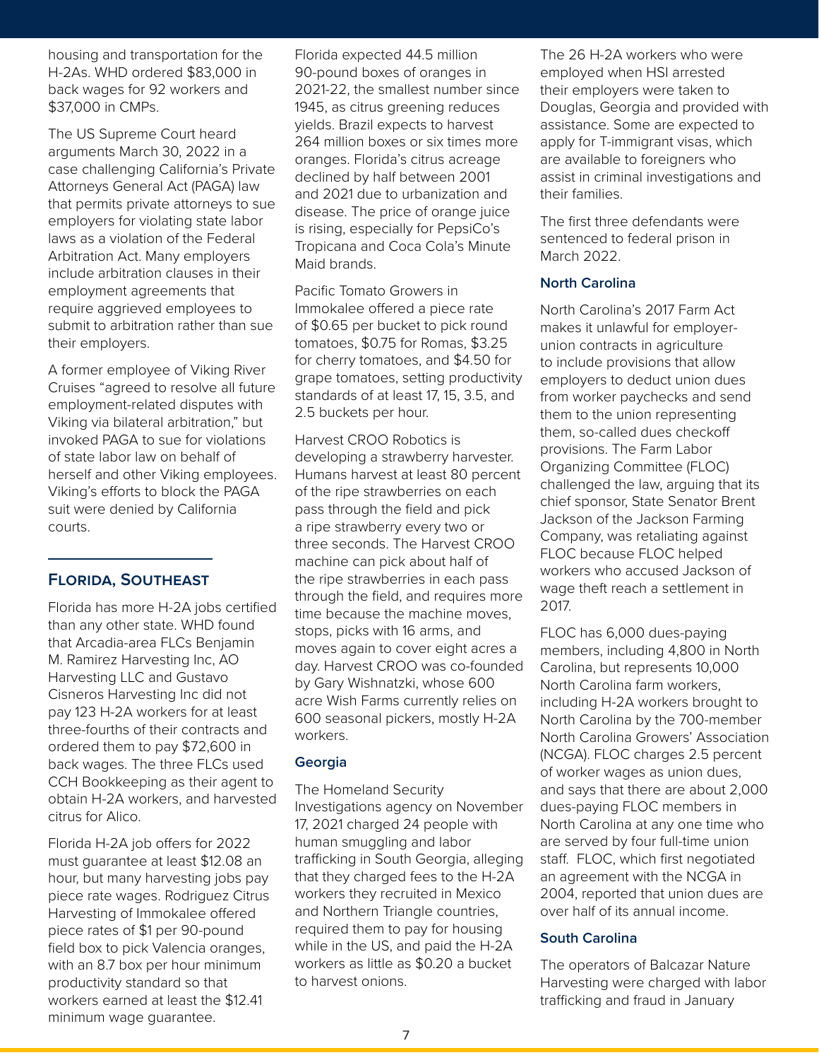housing and transportation for the H-2As. WHD ordered $83,000 in back wages for 92 workers and $37,000 in CMPs.

The US Supreme Court heard arguments March 30, 2022 in a case challenging California's Private Attorneys General Act (PAGA) law that permits private attorneys to sue employers for violating state labor laws as a violation of the Federal Arbitration Act. Many employers include arbitration clauses in their employment agreements that require aggrieved employees to submit to arbitration rather than sue their employers.

A former employee of Viking River Cruises "agreed to resolve all future employment-related disputes with Viking via bilateral arbitration," but invoked PAGA to sue for violations of state labor law on behalf of herself and other Viking employees. Viking's efforts to block the PAGA suit were denied by California courts.

## Florida, Southeast

Florida has more H-2A jobs certified than any other state. WHD found that Arcadia-area FLCs Benjamin M. Ramirez Harvesting Inc, AO Harvesting LLC and Gustavo Cisneros Harvesting Inc did not pay 123 H-2A workers for at least three-fourths of their contracts and ordered them to pay $72,600 in back wages. The three FLCs used CCH Bookkeeping as their agent to obtain H-2A workers, and harvested citrus for Alico.

Florida H-2A job offers for 2022 must guarantee at least $12.08 an hour, but many harvesting jobs pay piece rate wages. Rodriguez Citrus Harvesting of Immokalee offered piece rates of $1 per 90-pound field box to pick Valencia oranges, with an 8.7 box per hour minimum productivity standard so that workers earned at least the $12.41 minimum wage guarantee.

Florida expected 44.5 million 90-pound boxes of oranges in 2021-22, the smallest number since 1945, as citrus greening reduces yields. Brazil expects to harvest 264 million boxes or six times more oranges. Florida's citrus acreage declined by half between 2001 and 2021 due to urbanization and disease. The price of orange juice is rising, especially for PepsiCo's Tropicana and Coca Cola's Minute Maid brands.

Pacific Tomato Growers in Immokalee offered a piece rate of $0.65 per bucket to pick round tomatoes, $0.75 for Romas, $3.25 for cherry tomatoes, and $4.50 for grape tomatoes, setting productivity standards of at least 17, 15, 3.5, and 2.5 buckets per hour.

Harvest CROO Robotics is developing a strawberry harvester. Humans harvest at least 80 percent of the ripe strawberries on each pass through the field and pick a ripe strawberry every two or three seconds. The Harvest CROO machine can pick about half of the ripe strawberries in each pass through the field, and requires more time because the machine moves, stops, picks with 16 arms, and moves again to cover eight acres a day. Harvest CROO was co-founded by Gary Wishnatzki, whose 600 acre Wish Farms currently relies on 600 seasonal pickers, mostly H-2A workers.

### Georgia

The Homeland Security Investigations agency on November 17, 2021 charged 24 people with human smuggling and labor trafficking in South Georgia, alleging that they charged fees to the H-2A workers they recruited in Mexico and Northern Triangle countries, required them to pay for housing while in the US, and paid the H-2A workers as little as $0.20 a bucket to harvest onions.

The 26 H-2A workers who were employed when HSI arrested their employers were taken to Douglas, Georgia and provided with assistance. Some are expected to apply for T-immigrant visas, which are available to foreigners who assist in criminal investigations and their families.

The first three defendants were sentenced to federal prison in March 2022.

### North Carolina

North Carolina's 2017 Farm Act makes it unlawful for employer-union contracts in agriculture to include provisions that allow employers to deduct union dues from worker paychecks and send them to the union representing them, so-called dues checkoff provisions. The Farm Labor Organizing Committee (FLOC) challenged the law, arguing that its chief sponsor, State Senator Brent Jackson of the Jackson Farming Company, was retaliating against FLOC because FLOC helped workers who accused Jackson of wage theft reach a settlement in 2017.

FLOC has 6,000 dues-paying members, including 4,800 in North Carolina, but represents 10,000 North Carolina farm workers, including H-2A workers brought to North Carolina by the 700-member North Carolina Growers' Association (NCGA). FLOC charges 2.5 percent of worker wages as union dues, and says that there are about 2,000 dues-paying FLOC members in North Carolina at any one time who are served by four full-time union staff. FLOC, which first negotiated an agreement with the NCGA in 2004, reported that union dues are over half of its annual income.

### South Carolina

The operators of Balcazar Nature Harvesting were charged with labor trafficking and fraud in January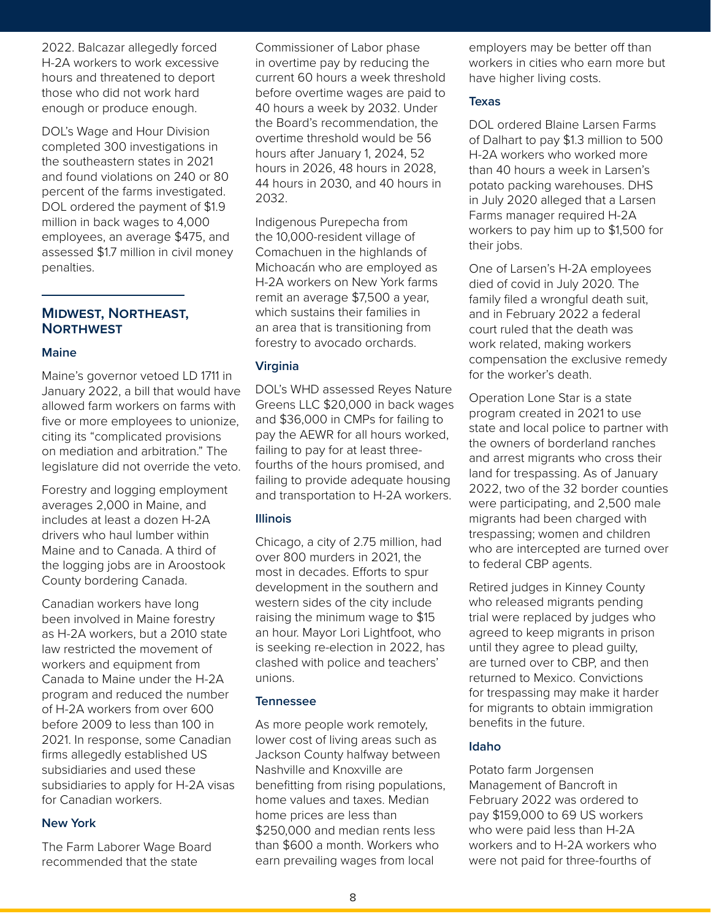2022. Balcazar allegedly forced H-2A workers to work excessive hours and threatened to deport those who did not work hard enough or produce enough.

DOL's Wage and Hour Division completed 300 investigations in the southeastern states in 2021 and found violations on 240 or 80 percent of the farms investigated. DOL ordered the payment of $1.9 million in back wages to 4,000 employees, an average $475, and assessed $1.7 million in civil money penalties.

## Midwest, Northeast, Northwest

### Maine

Maine's governor vetoed LD 1711 in January 2022, a bill that would have allowed farm workers on farms with five or more employees to unionize, citing its "complicated provisions on mediation and arbitration." The legislature did not override the veto.

Forestry and logging employment averages 2,000 in Maine, and includes at least a dozen H-2A drivers who haul lumber within Maine and to Canada. A third of the logging jobs are in Aroostook County bordering Canada.

Canadian workers have long been involved in Maine forestry as H-2A workers, but a 2010 state law restricted the movement of workers and equipment from Canada to Maine under the H-2A program and reduced the number of H-2A workers from over 600 before 2009 to less than 100 in 2021. In response, some Canadian firms allegedly established US subsidiaries and used these subsidiaries to apply for H-2A visas for Canadian workers.

### New York

The Farm Laborer Wage Board recommended that the state Commissioner of Labor phase in overtime pay by reducing the current 60 hours a week threshold before overtime wages are paid to 40 hours a week by 2032. Under the Board's recommendation, the overtime threshold would be 56 hours after January 1, 2024, 52 hours in 2026, 48 hours in 2028, 44 hours in 2030, and 40 hours in 2032.

Indigenous Purepecha from the 10,000-resident village of Comachuen in the highlands of Michoacán who are employed as H-2A workers on New York farms remit an average $7,500 a year, which sustains their families in an area that is transitioning from forestry to avocado orchards.

### Virginia

DOL's WHD assessed Reyes Nature Greens LLC $20,000 in back wages and $36,000 in CMPs for failing to pay the AEWR for all hours worked, failing to pay for at least three-fourths of the hours promised, and failing to provide adequate housing and transportation to H-2A workers.

### Illinois

Chicago, a city of 2.75 million, had over 800 murders in 2021, the most in decades. Efforts to spur development in the southern and western sides of the city include raising the minimum wage to $15 an hour. Mayor Lori Lightfoot, who is seeking re-election in 2022, has clashed with police and teachers' unions.

### Tennessee

As more people work remotely, lower cost of living areas such as Jackson County halfway between Nashville and Knoxville are benefitting from rising populations, home values and taxes. Median home prices are less than $250,000 and median rents less than $600 a month. Workers who earn prevailing wages from local employers may be better off than workers in cities who earn more but have higher living costs.

### Texas

DOL ordered Blaine Larsen Farms of Dalhart to pay $1.3 million to 500 H-2A workers who worked more than 40 hours a week in Larsen's potato packing warehouses. DHS in July 2020 alleged that a Larsen Farms manager required H-2A workers to pay him up to $1,500 for their jobs.

One of Larsen's H-2A employees died of covid in July 2020. The family filed a wrongful death suit, and in February 2022 a federal court ruled that the death was work related, making workers compensation the exclusive remedy for the worker's death.

Operation Lone Star is a state program created in 2021 to use state and local police to partner with the owners of borderland ranches and arrest migrants who cross their land for trespassing. As of January 2022, two of the 32 border counties were participating, and 2,500 male migrants had been charged with trespassing; women and children who are intercepted are turned over to federal CBP agents.

Retired judges in Kinney County who released migrants pending trial were replaced by judges who agreed to keep migrants in prison until they agree to plead guilty, are turned over to CBP, and then returned to Mexico. Convictions for trespassing may make it harder for migrants to obtain immigration benefits in the future.

### Idaho

Potato farm Jorgensen Management of Bancroft in February 2022 was ordered to pay $159,000 to 69 US workers who were paid less than H-2A workers and to H-2A workers who were not paid for three-fourths of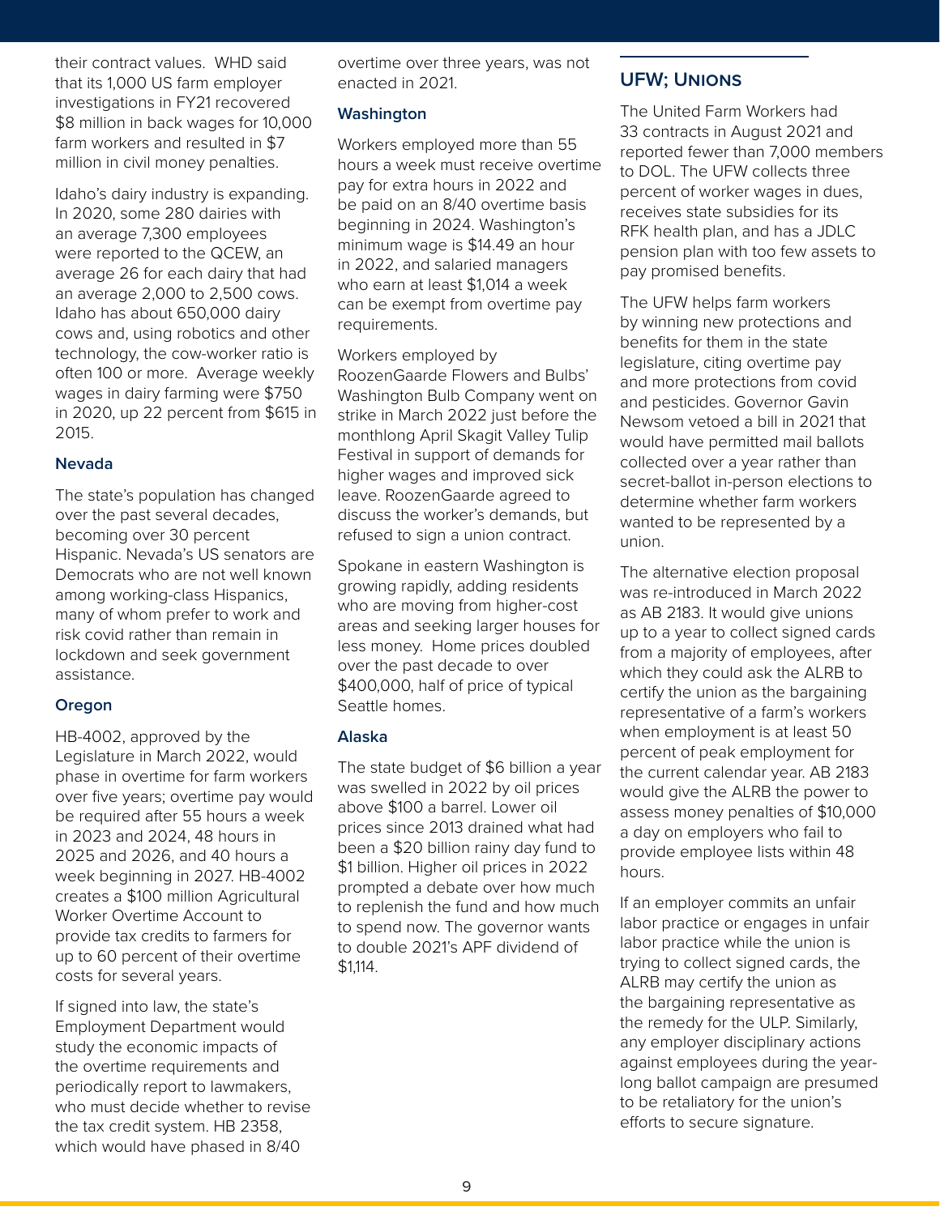their contract values. WHD said that its 1,000 US farm employer investigations in FY21 recovered $8 million in back wages for 10,000 farm workers and resulted in $7 million in civil money penalties.

Idaho's dairy industry is expanding. In 2020, some 280 dairies with an average 7,300 employees were reported to the QCEW, an average 26 for each dairy that had an average 2,000 to 2,500 cows. Idaho has about 650,000 dairy cows and, using robotics and other technology, the cow-worker ratio is often 100 or more. Average weekly wages in dairy farming were $750 in 2020, up 22 percent from $615 in 2015.

### Nevada

The state's population has changed over the past several decades, becoming over 30 percent Hispanic. Nevada's US senators are Democrats who are not well known among working-class Hispanics, many of whom prefer to work and risk covid rather than remain in lockdown and seek government assistance.

### Oregon

HB-4002, approved by the Legislature in March 2022, would phase in overtime for farm workers over five years; overtime pay would be required after 55 hours a week in 2023 and 2024, 48 hours in 2025 and 2026, and 40 hours a week beginning in 2027. HB-4002 creates a $100 million Agricultural Worker Overtime Account to provide tax credits to farmers for up to 60 percent of their overtime costs for several years.

If signed into law, the state's Employment Department would study the economic impacts of the overtime requirements and periodically report to lawmakers, who must decide whether to revise the tax credit system. HB 2358, which would have phased in 8/40 overtime over three years, was not enacted in 2021.

### Washington

Workers employed more than 55 hours a week must receive overtime pay for extra hours in 2022 and be paid on an 8/40 overtime basis beginning in 2024. Washington's minimum wage is $14.49 an hour in 2022, and salaried managers who earn at least $1,014 a week can be exempt from overtime pay requirements.

Workers employed by RoozenGaarde Flowers and Bulbs' Washington Bulb Company went on strike in March 2022 just before the monthlong April Skagit Valley Tulip Festival in support of demands for higher wages and improved sick leave. RoozenGaarde agreed to discuss the worker's demands, but refused to sign a union contract.

Spokane in eastern Washington is growing rapidly, adding residents who are moving from higher-cost areas and seeking larger houses for less money. Home prices doubled over the past decade to over $400,000, half of price of typical Seattle homes.

### Alaska

The state budget of $6 billion a year was swelled in 2022 by oil prices above $100 a barrel. Lower oil prices since 2013 drained what had been a $20 billion rainy day fund to $1 billion. Higher oil prices in 2022 prompted a debate over how much to replenish the fund and how much to spend now. The governor wants to double 2021's APF dividend of $1,114.

## UFW; Unions

The United Farm Workers had 33 contracts in August 2021 and reported fewer than 7,000 members to DOL. The UFW collects three percent of worker wages in dues, receives state subsidies for its RFK health plan, and has a JDLC pension plan with too few assets to pay promised benefits.

The UFW helps farm workers by winning new protections and benefits for them in the state legislature, citing overtime pay and more protections from covid and pesticides. Governor Gavin Newsom vetoed a bill in 2021 that would have permitted mail ballots collected over a year rather than secret-ballot in-person elections to determine whether farm workers wanted to be represented by a union.

The alternative election proposal was re-introduced in March 2022 as AB 2183. It would give unions up to a year to collect signed cards from a majority of employees, after which they could ask the ALRB to certify the union as the bargaining representative of a farm's workers when employment is at least 50 percent of peak employment for the current calendar year. AB 2183 would give the ALRB the power to assess money penalties of $10,000 a day on employers who fail to provide employee lists within 48 hours.

If an employer commits an unfair labor practice or engages in unfair labor practice while the union is trying to collect signed cards, the ALRB may certify the union as the bargaining representative as the remedy for the ULP. Similarly, any employer disciplinary actions against employees during the year-long ballot campaign are presumed to be retaliatory for the union's efforts to secure signature.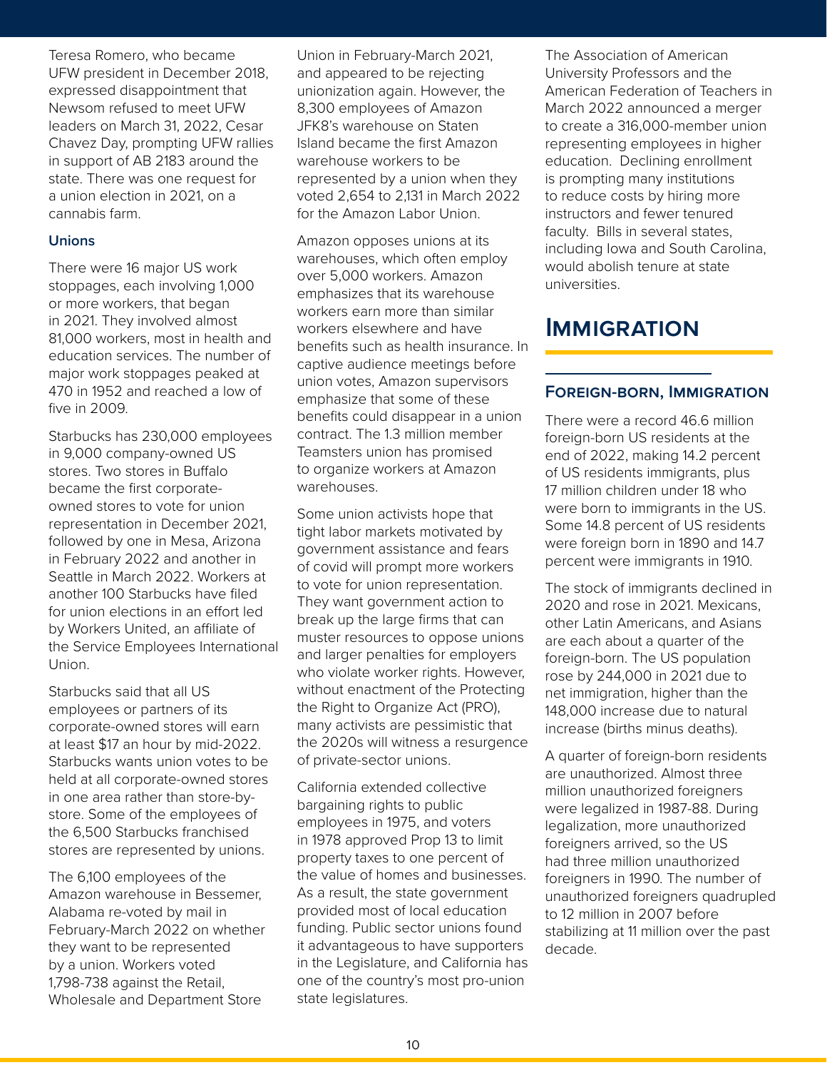Teresa Romero, who became UFW president in December 2018, expressed disappointment that Newsom refused to meet UFW leaders on March 31, 2022, Cesar Chavez Day, prompting UFW rallies in support of AB 2183 around the state. There was one request for a union election in 2021, on a cannabis farm.

### Unions

There were 16 major US work stoppages, each involving 1,000 or more workers, that began in 2021. They involved almost 81,000 workers, most in health and education services. The number of major work stoppages peaked at 470 in 1952 and reached a low of five in 2009.

Starbucks has 230,000 employees in 9,000 company-owned US stores. Two stores in Buffalo became the first corporate-owned stores to vote for union representation in December 2021, followed by one in Mesa, Arizona in February 2022 and another in Seattle in March 2022. Workers at another 100 Starbucks have filed for union elections in an effort led by Workers United, an affiliate of the Service Employees International Union.

Starbucks said that all US employees or partners of its corporate-owned stores will earn at least $17 an hour by mid-2022. Starbucks wants union votes to be held at all corporate-owned stores in one area rather than store-by-store. Some of the employees of the 6,500 Starbucks franchised stores are represented by unions.

The 6,100 employees of the Amazon warehouse in Bessemer, Alabama re-voted by mail in February-March 2022 on whether they want to be represented by a union. Workers voted 1,798-738 against the Retail, Wholesale and Department Store Union in February-March 2021, and appeared to be rejecting unionization again. However, the 8,300 employees of Amazon JFK8's warehouse on Staten Island became the first Amazon warehouse workers to be represented by a union when they voted 2,654 to 2,131 in March 2022 for the Amazon Labor Union.

Amazon opposes unions at its warehouses, which often employ over 5,000 workers. Amazon emphasizes that its warehouse workers earn more than similar workers elsewhere and have benefits such as health insurance. In captive audience meetings before union votes, Amazon supervisors emphasize that some of these benefits could disappear in a union contract. The 1.3 million member Teamsters union has promised to organize workers at Amazon warehouses.

Some union activists hope that tight labor markets motivated by government assistance and fears of covid will prompt more workers to vote for union representation. They want government action to break up the large firms that can muster resources to oppose unions and larger penalties for employers who violate worker rights. However, without enactment of the Protecting the Right to Organize Act (PRO), many activists are pessimistic that the 2020s will witness a resurgence of private-sector unions.

California extended collective bargaining rights to public employees in 1975, and voters in 1978 approved Prop 13 to limit property taxes to one percent of the value of homes and businesses. As a result, the state government provided most of local education funding. Public sector unions found it advantageous to have supporters in the Legislature, and California has one of the country's most pro-union state legislatures.

The Association of American University Professors and the American Federation of Teachers in March 2022 announced a merger to create a 316,000-member union representing employees in higher education. Declining enrollment is prompting many institutions to reduce costs by hiring more instructors and fewer tenured faculty. Bills in several states, including Iowa and South Carolina, would abolish tenure at state universities.

# Immigration

## Foreign-born, Immigration

There were a record 46.6 million foreign-born US residents at the end of 2022, making 14.2 percent of US residents immigrants, plus 17 million children under 18 who were born to immigrants in the US. Some 14.8 percent of US residents were foreign born in 1890 and 14.7 percent were immigrants in 1910.

The stock of immigrants declined in 2020 and rose in 2021. Mexicans, other Latin Americans, and Asians are each about a quarter of the foreign-born. The US population rose by 244,000 in 2021 due to net immigration, higher than the 148,000 increase due to natural increase (births minus deaths).

A quarter of foreign-born residents are unauthorized. Almost three million unauthorized foreigners were legalized in 1987-88. During legalization, more unauthorized foreigners arrived, so the US had three million unauthorized foreigners in 1990. The number of unauthorized foreigners quadrupled to 12 million in 2007 before stabilizing at 11 million over the past decade.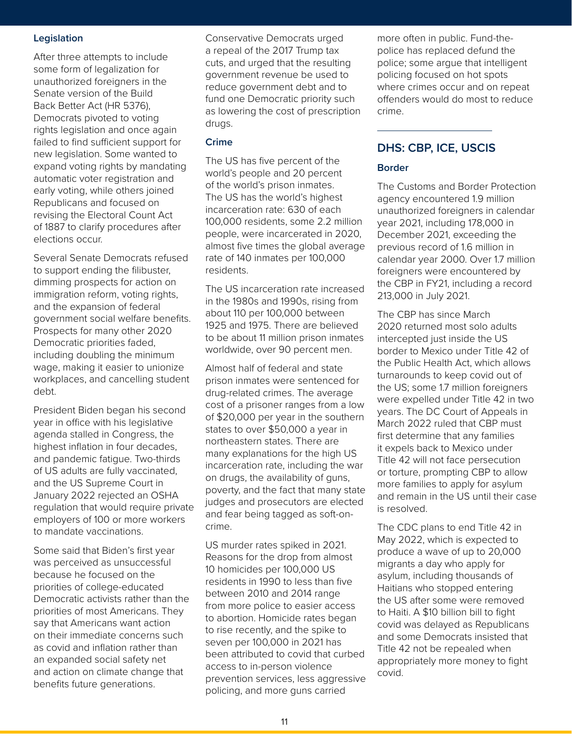### Legislation

After three attempts to include some form of legalization for unauthorized foreigners in the Senate version of the Build Back Better Act (HR 5376), Democrats pivoted to voting rights legislation and once again failed to find sufficient support for new legislation. Some wanted to expand voting rights by mandating automatic voter registration and early voting, while others joined Republicans and focused on revising the Electoral Count Act of 1887 to clarify procedures after elections occur.

Several Senate Democrats refused to support ending the filibuster, dimming prospects for action on immigration reform, voting rights, and the expansion of federal government social welfare benefits. Prospects for many other 2020 Democratic priorities faded, including doubling the minimum wage, making it easier to unionize workplaces, and cancelling student debt.

President Biden began his second year in office with his legislative agenda stalled in Congress, the highest inflation in four decades, and pandemic fatigue. Two-thirds of US adults are fully vaccinated, and the US Supreme Court in January 2022 rejected an OSHA regulation that would require private employers of 100 or more workers to mandate vaccinations.

Some said that Biden's first year was perceived as unsuccessful because he focused on the priorities of college-educated Democratic activists rather than the priorities of most Americans. They say that Americans want action on their immediate concerns such as covid and inflation rather than an expanded social safety net and action on climate change that benefits future generations.

Conservative Democrats urged a repeal of the 2017 Trump tax cuts, and urged that the resulting government revenue be used to reduce government debt and to fund one Democratic priority such as lowering the cost of prescription drugs.

### Crime

The US has five percent of the world's people and 20 percent of the world's prison inmates. The US has the world's highest incarceration rate: 630 of each 100,000 residents, some 2.2 million people, were incarcerated in 2020, almost five times the global average rate of 140 inmates per 100,000 residents.

The US incarceration rate increased in the 1980s and 1990s, rising from about 110 per 100,000 between 1925 and 1975. There are believed to be about 11 million prison inmates worldwide, over 90 percent men.

Almost half of federal and state prison inmates were sentenced for drug-related crimes. The average cost of a prisoner ranges from a low of $20,000 per year in the southern states to over $50,000 a year in northeastern states. There are many explanations for the high US incarceration rate, including the war on drugs, the availability of guns, poverty, and the fact that many state judges and prosecutors are elected and fear being tagged as soft-on-crime.

US murder rates spiked in 2021. Reasons for the drop from almost 10 homicides per 100,000 US residents in 1990 to less than five between 2010 and 2014 range from more police to easier access to abortion. Homicide rates began to rise recently, and the spike to seven per 100,000 in 2021 has been attributed to covid that curbed access to in-person violence prevention services, less aggressive policing, and more guns carried more often in public. Fund-the-police has replaced defund the police; some argue that intelligent policing focused on hot spots where crimes occur and on repeat offenders would do most to reduce crime.

---

## DHS: CBP, ICE, USCIS

### Border

The Customs and Border Protection agency encountered 1.9 million unauthorized foreigners in calendar year 2021, including 178,000 in December 2021, exceeding the previous record of 1.6 million in calendar year 2000. Over 1.7 million foreigners were encountered by the CBP in FY21, including a record 213,000 in July 2021.

The CBP has since March 2020 returned most solo adults intercepted just inside the US border to Mexico under Title 42 of the Public Health Act, which allows turnarounds to keep covid out of the US; some 1.7 million foreigners were expelled under Title 42 in two years. The DC Court of Appeals in March 2022 ruled that CBP must first determine that any families it expels back to Mexico under Title 42 will not face persecution or torture, prompting CBP to allow more families to apply for asylum and remain in the US until their case is resolved.

The CDC plans to end Title 42 in May 2022, which is expected to produce a wave of up to 20,000 migrants a day who apply for asylum, including thousands of Haitians who stopped entering the US after some were removed to Haiti. A $10 billion bill to fight covid was delayed as Republicans and some Democrats insisted that Title 42 not be repealed when appropriately more money to fight covid.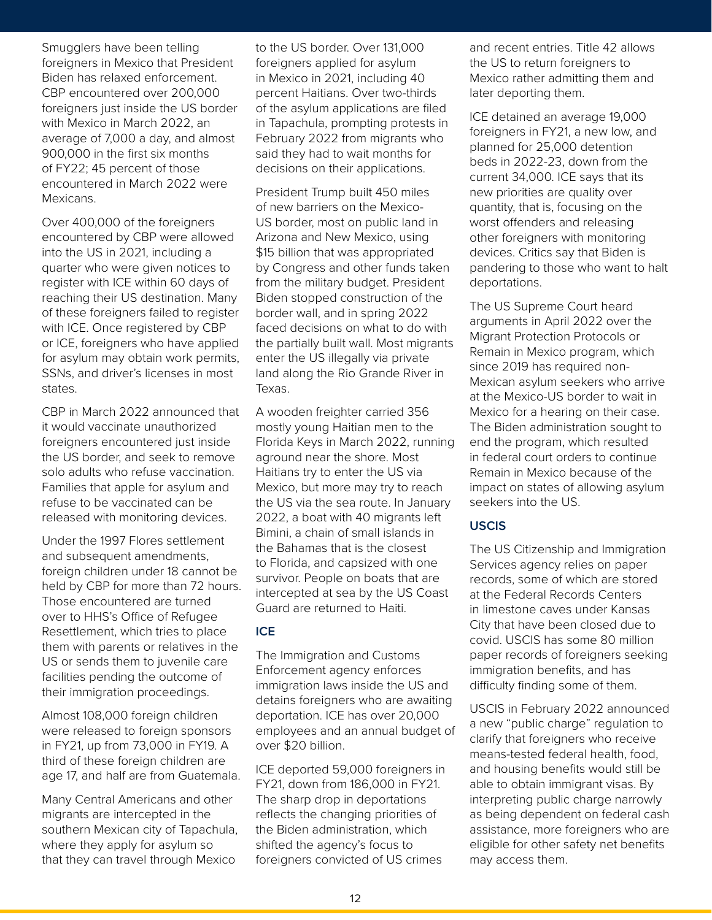Smugglers have been telling foreigners in Mexico that President Biden has relaxed enforcement. CBP encountered over 200,000 foreigners just inside the US border with Mexico in March 2022, an average of 7,000 a day, and almost 900,000 in the first six months of FY22; 45 percent of those encountered in March 2022 were Mexicans.

Over 400,000 of the foreigners encountered by CBP were allowed into the US in 2021, including a quarter who were given notices to register with ICE within 60 days of reaching their US destination. Many of these foreigners failed to register with ICE. Once registered by CBP or ICE, foreigners who have applied for asylum may obtain work permits, SSNs, and driver's licenses in most states.

CBP in March 2022 announced that it would vaccinate unauthorized foreigners encountered just inside the US border, and seek to remove solo adults who refuse vaccination. Families that apple for asylum and refuse to be vaccinated can be released with monitoring devices.

Under the 1997 Flores settlement and subsequent amendments, foreign children under 18 cannot be held by CBP for more than 72 hours. Those encountered are turned over to HHS's Office of Refugee Resettlement, which tries to place them with parents or relatives in the US or sends them to juvenile care facilities pending the outcome of their immigration proceedings.

Almost 108,000 foreign children were released to foreign sponsors in FY21, up from 73,000 in FY19. A third of these foreign children are age 17, and half are from Guatemala.

Many Central Americans and other migrants are intercepted in the southern Mexican city of Tapachula, where they apply for asylum so that they can travel through Mexico to the US border. Over 131,000 foreigners applied for asylum in Mexico in 2021, including 40 percent Haitians. Over two-thirds of the asylum applications are filed in Tapachula, prompting protests in February 2022 from migrants who said they had to wait months for decisions on their applications.

President Trump built 450 miles of new barriers on the Mexico-US border, most on public land in Arizona and New Mexico, using $15 billion that was appropriated by Congress and other funds taken from the military budget. President Biden stopped construction of the border wall, and in spring 2022 faced decisions on what to do with the partially built wall. Most migrants enter the US illegally via private land along the Rio Grande River in Texas.

A wooden freighter carried 356 mostly young Haitian men to the Florida Keys in March 2022, running aground near the shore. Most Haitians try to enter the US via Mexico, but more may try to reach the US via the sea route. In January 2022, a boat with 40 migrants left Bimini, a chain of small islands in the Bahamas that is the closest to Florida, and capsized with one survivor. People on boats that are intercepted at sea by the US Coast Guard are returned to Haiti.

### ICE

The Immigration and Customs Enforcement agency enforces immigration laws inside the US and detains foreigners who are awaiting deportation. ICE has over 20,000 employees and an annual budget of over $20 billion.

ICE deported 59,000 foreigners in FY21, down from 186,000 in FY21. The sharp drop in deportations reflects the changing priorities of the Biden administration, which shifted the agency's focus to foreigners convicted of US crimes and recent entries. Title 42 allows the US to return foreigners to Mexico rather admitting them and later deporting them.

ICE detained an average 19,000 foreigners in FY21, a new low, and planned for 25,000 detention beds in 2022-23, down from the current 34,000. ICE says that its new priorities are quality over quantity, that is, focusing on the worst offenders and releasing other foreigners with monitoring devices. Critics say that Biden is pandering to those who want to halt deportations.

The US Supreme Court heard arguments in April 2022 over the Migrant Protection Protocols or Remain in Mexico program, which since 2019 has required non-Mexican asylum seekers who arrive at the Mexico-US border to wait in Mexico for a hearing on their case. The Biden administration sought to end the program, which resulted in federal court orders to continue Remain in Mexico because of the impact on states of allowing asylum seekers into the US.

### USCIS

The US Citizenship and Immigration Services agency relies on paper records, some of which are stored at the Federal Records Centers in limestone caves under Kansas City that have been closed due to covid. USCIS has some 80 million paper records of foreigners seeking immigration benefits, and has difficulty finding some of them.

USCIS in February 2022 announced a new "public charge" regulation to clarify that foreigners who receive means-tested federal health, food, and housing benefits would still be able to obtain immigrant visas. By interpreting public charge narrowly as being dependent on federal cash assistance, more foreigners who are eligible for other safety net benefits may access them.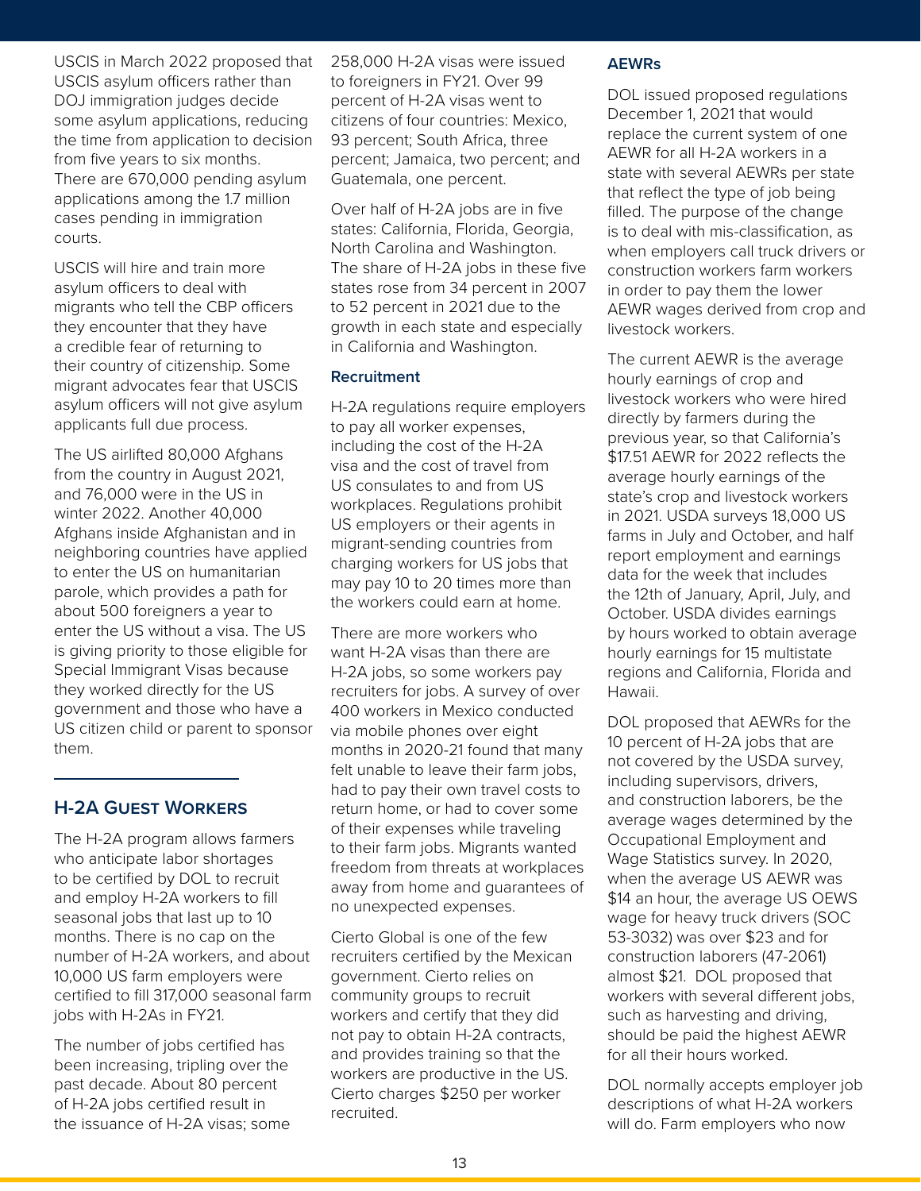USCIS in March 2022 proposed that USCIS asylum officers rather than DOJ immigration judges decide some asylum applications, reducing the time from application to decision from five years to six months. There are 670,000 pending asylum applications among the 1.7 million cases pending in immigration courts.

USCIS will hire and train more asylum officers to deal with migrants who tell the CBP officers they encounter that they have a credible fear of returning to their country of citizenship. Some migrant advocates fear that USCIS asylum officers will not give asylum applicants full due process.

The US airlifted 80,000 Afghans from the country in August 2021, and 76,000 were in the US in winter 2022. Another 40,000 Afghans inside Afghanistan and in neighboring countries have applied to enter the US on humanitarian parole, which provides a path for about 500 foreigners a year to enter the US without a visa. The US is giving priority to those eligible for Special Immigrant Visas because they worked directly for the US government and those who have a US citizen child or parent to sponsor them.

## H-2A Guest Workers

The H-2A program allows farmers who anticipate labor shortages to be certified by DOL to recruit and employ H-2A workers to fill seasonal jobs that last up to 10 months. There is no cap on the number of H-2A workers, and about 10,000 US farm employers were certified to fill 317,000 seasonal farm jobs with H-2As in FY21.

The number of jobs certified has been increasing, tripling over the past decade. About 80 percent of H-2A jobs certified result in the issuance of H-2A visas; some 258,000 H-2A visas were issued to foreigners in FY21. Over 99 percent of H-2A visas went to citizens of four countries: Mexico, 93 percent; South Africa, three percent; Jamaica, two percent; and Guatemala, one percent.

Over half of H-2A jobs are in five states: California, Florida, Georgia, North Carolina and Washington. The share of H-2A jobs in these five states rose from 34 percent in 2007 to 52 percent in 2021 due to the growth in each state and especially in California and Washington.

### Recruitment

H-2A regulations require employers to pay all worker expenses, including the cost of the H-2A visa and the cost of travel from US consulates to and from US workplaces. Regulations prohibit US employers or their agents in migrant-sending countries from charging workers for US jobs that may pay 10 to 20 times more than the workers could earn at home.

There are more workers who want H-2A visas than there are H-2A jobs, so some workers pay recruiters for jobs. A survey of over 400 workers in Mexico conducted via mobile phones over eight months in 2020-21 found that many felt unable to leave their farm jobs, had to pay their own travel costs to return home, or had to cover some of their expenses while traveling to their farm jobs. Migrants wanted freedom from threats at workplaces away from home and guarantees of no unexpected expenses.

Cierto Global is one of the few recruiters certified by the Mexican government. Cierto relies on community groups to recruit workers and certify that they did not pay to obtain H-2A contracts, and provides training so that the workers are productive in the US. Cierto charges $250 per worker recruited.

### AEWRs

DOL issued proposed regulations December 1, 2021 that would replace the current system of one AEWR for all H-2A workers in a state with several AEWRs per state that reflect the type of job being filled. The purpose of the change is to deal with mis-classification, as when employers call truck drivers or construction workers farm workers in order to pay them the lower AEWR wages derived from crop and livestock workers.

The current AEWR is the average hourly earnings of crop and livestock workers who were hired directly by farmers during the previous year, so that California's $17.51 AEWR for 2022 reflects the average hourly earnings of the state's crop and livestock workers in 2021. USDA surveys 18,000 US farms in July and October, and half report employment and earnings data for the week that includes the 12th of January, April, July, and October. USDA divides earnings by hours worked to obtain average hourly earnings for 15 multistate regions and California, Florida and Hawaii.

DOL proposed that AEWRs for the 10 percent of H-2A jobs that are not covered by the USDA survey, including supervisors, drivers, and construction laborers, be the average wages determined by the Occupational Employment and Wage Statistics survey. In 2020, when the average US AEWR was $14 an hour, the average US OEWS wage for heavy truck drivers (SOC 53-3032) was over $23 and for construction laborers (47-2061) almost $21. DOL proposed that workers with several different jobs, such as harvesting and driving, should be paid the highest AEWR for all their hours worked.

DOL normally accepts employer job descriptions of what H-2A workers will do. Farm employers who now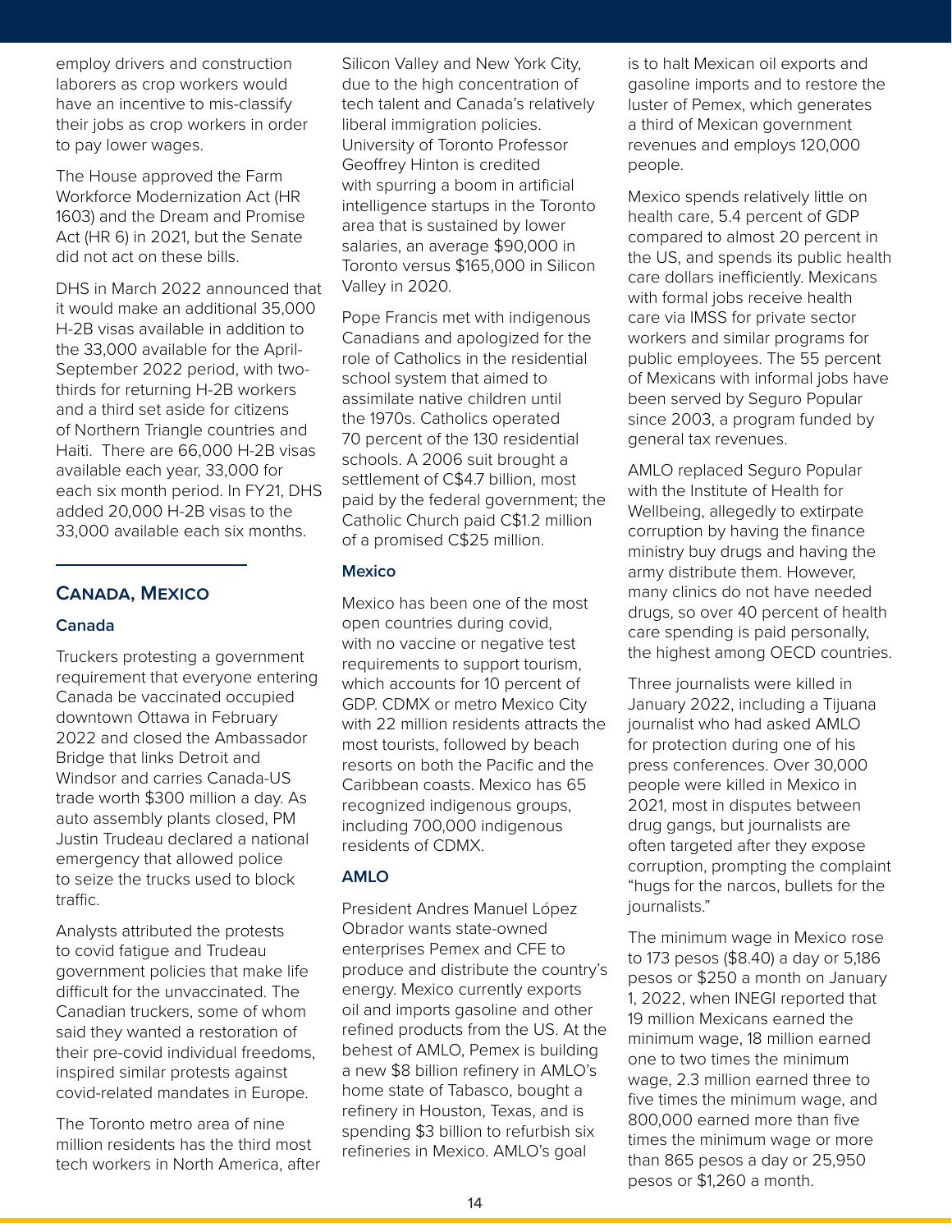employ drivers and construction laborers as crop workers would have an incentive to mis-classify their jobs as crop workers in order to pay lower wages.

The House approved the Farm Workforce Modernization Act (HR 1603) and the Dream and Promise Act (HR 6) in 2021, but the Senate did not act on these bills.

DHS in March 2022 announced that it would make an additional 35,000 H-2B visas available in addition to the 33,000 available for the April-September 2022 period, with two-thirds for returning H-2B workers and a third set aside for citizens of Northern Triangle countries and Haiti. There are 66,000 H-2B visas available each year, 33,000 for each six month period. In FY21, DHS added 20,000 H-2B visas to the 33,000 available each six months.

## Canada, Mexico

### Canada

Truckers protesting a government requirement that everyone entering Canada be vaccinated occupied downtown Ottawa in February 2022 and closed the Ambassador Bridge that links Detroit and Windsor and carries Canada-US trade worth $300 million a day. As auto assembly plants closed, PM Justin Trudeau declared a national emergency that allowed police to seize the trucks used to block traffic.

Analysts attributed the protests to covid fatigue and Trudeau government policies that make life difficult for the unvaccinated. The Canadian truckers, some of whom said they wanted a restoration of their pre-covid individual freedoms, inspired similar protests against covid-related mandates in Europe.

The Toronto metro area of nine million residents has the third most tech workers in North America, after Silicon Valley and New York City, due to the high concentration of tech talent and Canada's relatively liberal immigration policies. University of Toronto Professor Geoffrey Hinton is credited with spurring a boom in artificial intelligence startups in the Toronto area that is sustained by lower salaries, an average $90,000 in Toronto versus $165,000 in Silicon Valley in 2020.

Pope Francis met with indigenous Canadians and apologized for the role of Catholics in the residential school system that aimed to assimilate native children until the 1970s. Catholics operated 70 percent of the 130 residential schools. A 2006 suit brought a settlement of C$4.7 billion, most paid by the federal government; the Catholic Church paid C$1.2 million of a promised C$25 million.

### Mexico

Mexico has been one of the most open countries during covid, with no vaccine or negative test requirements to support tourism, which accounts for 10 percent of GDP. CDMX or metro Mexico City with 22 million residents attracts the most tourists, followed by beach resorts on both the Pacific and the Caribbean coasts. Mexico has 65 recognized indigenous groups, including 700,000 indigenous residents of CDMX.

### AMLO

President Andres Manuel López Obrador wants state-owned enterprises Pemex and CFE to produce and distribute the country's energy. Mexico currently exports oil and imports gasoline and other refined products from the US. At the behest of AMLO, Pemex is building a new $8 billion refinery in AMLO's home state of Tabasco, bought a refinery in Houston, Texas, and is spending $3 billion to refurbish six refineries in Mexico. AMLO's goal is to halt Mexican oil exports and gasoline imports and to restore the luster of Pemex, which generates a third of Mexican government revenues and employs 120,000 people.

Mexico spends relatively little on health care, 5.4 percent of GDP compared to almost 20 percent in the US, and spends its public health care dollars inefficiently. Mexicans with formal jobs receive health care via IMSS for private sector workers and similar programs for public employees. The 55 percent of Mexicans with informal jobs have been served by Seguro Popular since 2003, a program funded by general tax revenues.

AMLO replaced Seguro Popular with the Institute of Health for Wellbeing, allegedly to extirpate corruption by having the finance ministry buy drugs and having the army distribute them. However, many clinics do not have needed drugs, so over 40 percent of health care spending is paid personally, the highest among OECD countries.

Three journalists were killed in January 2022, including a Tijuana journalist who had asked AMLO for protection during one of his press conferences. Over 30,000 people were killed in Mexico in 2021, most in disputes between drug gangs, but journalists are often targeted after they expose corruption, prompting the complaint "hugs for the narcos, bullets for the journalists."

The minimum wage in Mexico rose to 173 pesos ($8.40) a day or 5,186 pesos or $250 a month on January 1, 2022, when INEGI reported that 19 million Mexicans earned the minimum wage, 18 million earned one to two times the minimum wage, 2.3 million earned three to five times the minimum wage, and 800,000 earned more than five times the minimum wage or more than 865 pesos a day or 25,950 pesos or $1,260 a month.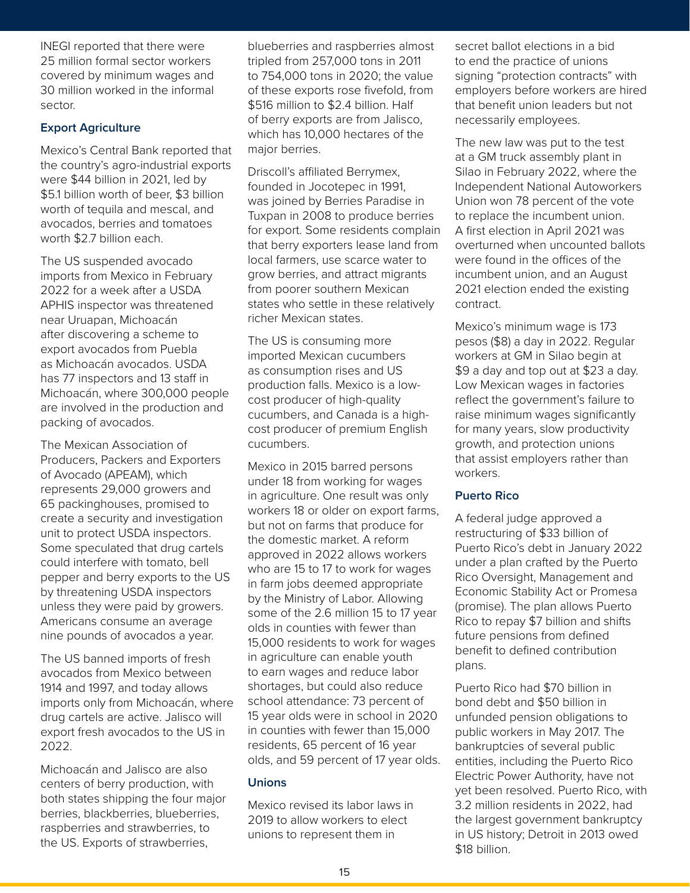INEGI reported that there were 25 million formal sector workers covered by minimum wages and 30 million worked in the informal sector.

### Export Agriculture

Mexico's Central Bank reported that the country's agro-industrial exports were $44 billion in 2021, led by $5.1 billion worth of beer, $3 billion worth of tequila and mescal, and avocados, berries and tomatoes worth $2.7 billion each.

The US suspended avocado imports from Mexico in February 2022 for a week after a USDA APHIS inspector was threatened near Uruapan, Michoacán after discovering a scheme to export avocados from Puebla as Michoacán avocados. USDA has 77 inspectors and 13 staff in Michoacán, where 300,000 people are involved in the production and packing of avocados.

The Mexican Association of Producers, Packers and Exporters of Avocado (APEAM), which represents 29,000 growers and 65 packinghouses, promised to create a security and investigation unit to protect USDA inspectors. Some speculated that drug cartels could interfere with tomato, bell pepper and berry exports to the US by threatening USDA inspectors unless they were paid by growers. Americans consume an average nine pounds of avocados a year.

The US banned imports of fresh avocados from Mexico between 1914 and 1997, and today allows imports only from Michoacán, where drug cartels are active. Jalisco will export fresh avocados to the US in 2022.

Michoacán and Jalisco are also centers of berry production, with both states shipping the four major berries, blackberries, blueberries, raspberries and strawberries, to the US. Exports of strawberries, blueberries and raspberries almost tripled from 257,000 tons in 2011 to 754,000 tons in 2020; the value of these exports rose fivefold, from $516 million to $2.4 billion. Half of berry exports are from Jalisco, which has 10,000 hectares of the major berries.

Driscoll's affiliated Berrymex, founded in Jocotepec in 1991, was joined by Berries Paradise in Tuxpan in 2008 to produce berries for export. Some residents complain that berry exporters lease land from local farmers, use scarce water to grow berries, and attract migrants from poorer southern Mexican states who settle in these relatively richer Mexican states.

The US is consuming more imported Mexican cucumbers as consumption rises and US production falls. Mexico is a low-cost producer of high-quality cucumbers, and Canada is a high-cost producer of premium English cucumbers.

Mexico in 2015 barred persons under 18 from working for wages in agriculture. One result was only workers 18 or older on export farms, but not on farms that produce for the domestic market. A reform approved in 2022 allows workers who are 15 to 17 to work for wages in farm jobs deemed appropriate by the Ministry of Labor. Allowing some of the 2.6 million 15 to 17 year olds in counties with fewer than 15,000 residents to work for wages in agriculture can enable youth to earn wages and reduce labor shortages, but could also reduce school attendance: 73 percent of 15 year olds were in school in 2020 in counties with fewer than 15,000 residents, 65 percent of 16 year olds, and 59 percent of 17 year olds.

### Unions

Mexico revised its labor laws in 2019 to allow workers to elect unions to represent them in secret ballot elections in a bid to end the practice of unions signing "protection contracts" with employers before workers are hired that benefit union leaders but not necessarily employees.

The new law was put to the test at a GM truck assembly plant in Silao in February 2022, where the Independent National Autoworkers Union won 78 percent of the vote to replace the incumbent union. A first election in April 2021 was overturned when uncounted ballots were found in the offices of the incumbent union, and an August 2021 election ended the existing contract.

Mexico's minimum wage is 173 pesos ($8) a day in 2022. Regular workers at GM in Silao begin at $9 a day and top out at $23 a day. Low Mexican wages in factories reflect the government's failure to raise minimum wages significantly for many years, slow productivity growth, and protection unions that assist employers rather than workers.

### Puerto Rico

A federal judge approved a restructuring of $33 billion of Puerto Rico's debt in January 2022 under a plan crafted by the Puerto Rico Oversight, Management and Economic Stability Act or Promesa (promise). The plan allows Puerto Rico to repay $7 billion and shifts future pensions from defined benefit to defined contribution plans.

Puerto Rico had $70 billion in bond debt and $50 billion in unfunded pension obligations to public workers in May 2017. The bankruptcies of several public entities, including the Puerto Rico Electric Power Authority, have not yet been resolved. Puerto Rico, with 3.2 million residents in 2022, had the largest government bankruptcy in US history; Detroit in 2013 owed $18 billion.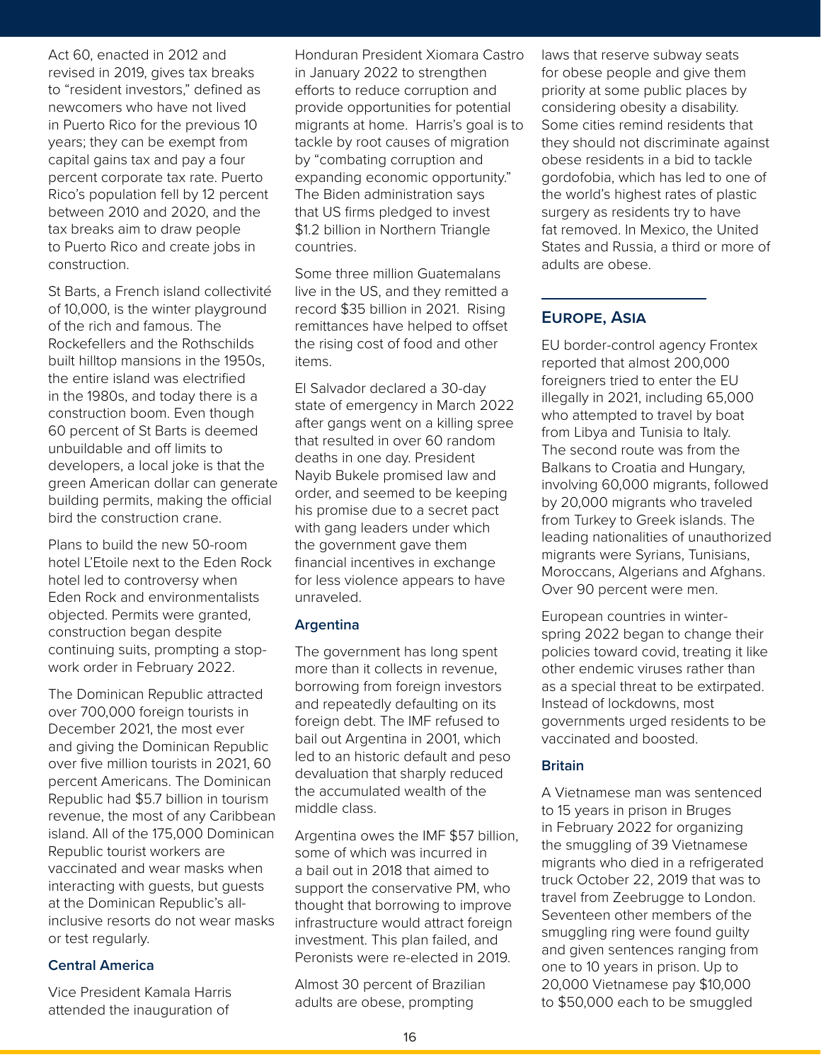Act 60, enacted in 2012 and revised in 2019, gives tax breaks to "resident investors," defined as newcomers who have not lived in Puerto Rico for the previous 10 years; they can be exempt from capital gains tax and pay a four percent corporate tax rate. Puerto Rico's population fell by 12 percent between 2010 and 2020, and the tax breaks aim to draw people to Puerto Rico and create jobs in construction.

St Barts, a French island collectivité of 10,000, is the winter playground of the rich and famous. The Rockefellers and the Rothschilds built hilltop mansions in the 1950s, the entire island was electrified in the 1980s, and today there is a construction boom. Even though 60 percent of St Barts is deemed unbuildable and off limits to developers, a local joke is that the green American dollar can generate building permits, making the official bird the construction crane.

Plans to build the new 50-room hotel L'Etoile next to the Eden Rock hotel led to controversy when Eden Rock and environmentalists objected. Permits were granted, construction began despite continuing suits, prompting a stop-work order in February 2022.

The Dominican Republic attracted over 700,000 foreign tourists in December 2021, the most ever and giving the Dominican Republic over five million tourists in 2021, 60 percent Americans. The Dominican Republic had $5.7 billion in tourism revenue, the most of any Caribbean island. All of the 175,000 Dominican Republic tourist workers are vaccinated and wear masks when interacting with guests, but guests at the Dominican Republic's all-inclusive resorts do not wear masks or test regularly.

### Central America

Vice President Kamala Harris attended the inauguration of Honduran President Xiomara Castro in January 2022 to strengthen efforts to reduce corruption and provide opportunities for potential migrants at home. Harris's goal is to tackle by root causes of migration by "combating corruption and expanding economic opportunity." The Biden administration says that US firms pledged to invest $1.2 billion in Northern Triangle countries.

Some three million Guatemalans live in the US, and they remitted a record $35 billion in 2021. Rising remittances have helped to offset the rising cost of food and other items.

El Salvador declared a 30-day state of emergency in March 2022 after gangs went on a killing spree that resulted in over 60 random deaths in one day. President Nayib Bukele promised law and order, and seemed to be keeping his promise due to a secret pact with gang leaders under which the government gave them financial incentives in exchange for less violence appears to have unraveled.

### Argentina

The government has long spent more than it collects in revenue, borrowing from foreign investors and repeatedly defaulting on its foreign debt. The IMF refused to bail out Argentina in 2001, which led to an historic default and peso devaluation that sharply reduced the accumulated wealth of the middle class.

Argentina owes the IMF $57 billion, some of which was incurred in a bail out in 2018 that aimed to support the conservative PM, who thought that borrowing to improve infrastructure would attract foreign investment. This plan failed, and Peronists were re-elected in 2019.

Almost 30 percent of Brazilian adults are obese, prompting laws that reserve subway seats for obese people and give them priority at some public places by considering obesity a disability. Some cities remind residents that they should not discriminate against obese residents in a bid to tackle gordofobia, which has led to one of the world's highest rates of plastic surgery as residents try to have fat removed. In Mexico, the United States and Russia, a third or more of adults are obese.

## Europe, Asia

EU border-control agency Frontex reported that almost 200,000 foreigners tried to enter the EU illegally in 2021, including 65,000 who attempted to travel by boat from Libya and Tunisia to Italy. The second route was from the Balkans to Croatia and Hungary, involving 60,000 migrants, followed by 20,000 migrants who traveled from Turkey to Greek islands. The leading nationalities of unauthorized migrants were Syrians, Tunisians, Moroccans, Algerians and Afghans. Over 90 percent were men.

European countries in winter-spring 2022 began to change their policies toward covid, treating it like other endemic viruses rather than as a special threat to be extirpated. Instead of lockdowns, most governments urged residents to be vaccinated and boosted.

### Britain

A Vietnamese man was sentenced to 15 years in prison in Bruges in February 2022 for organizing the smuggling of 39 Vietnamese migrants who died in a refrigerated truck October 22, 2019 that was to travel from Zeebrugge to London. Seventeen other members of the smuggling ring were found guilty and given sentences ranging from one to 10 years in prison. Up to 20,000 Vietnamese pay $10,000 to $50,000 each to be smuggled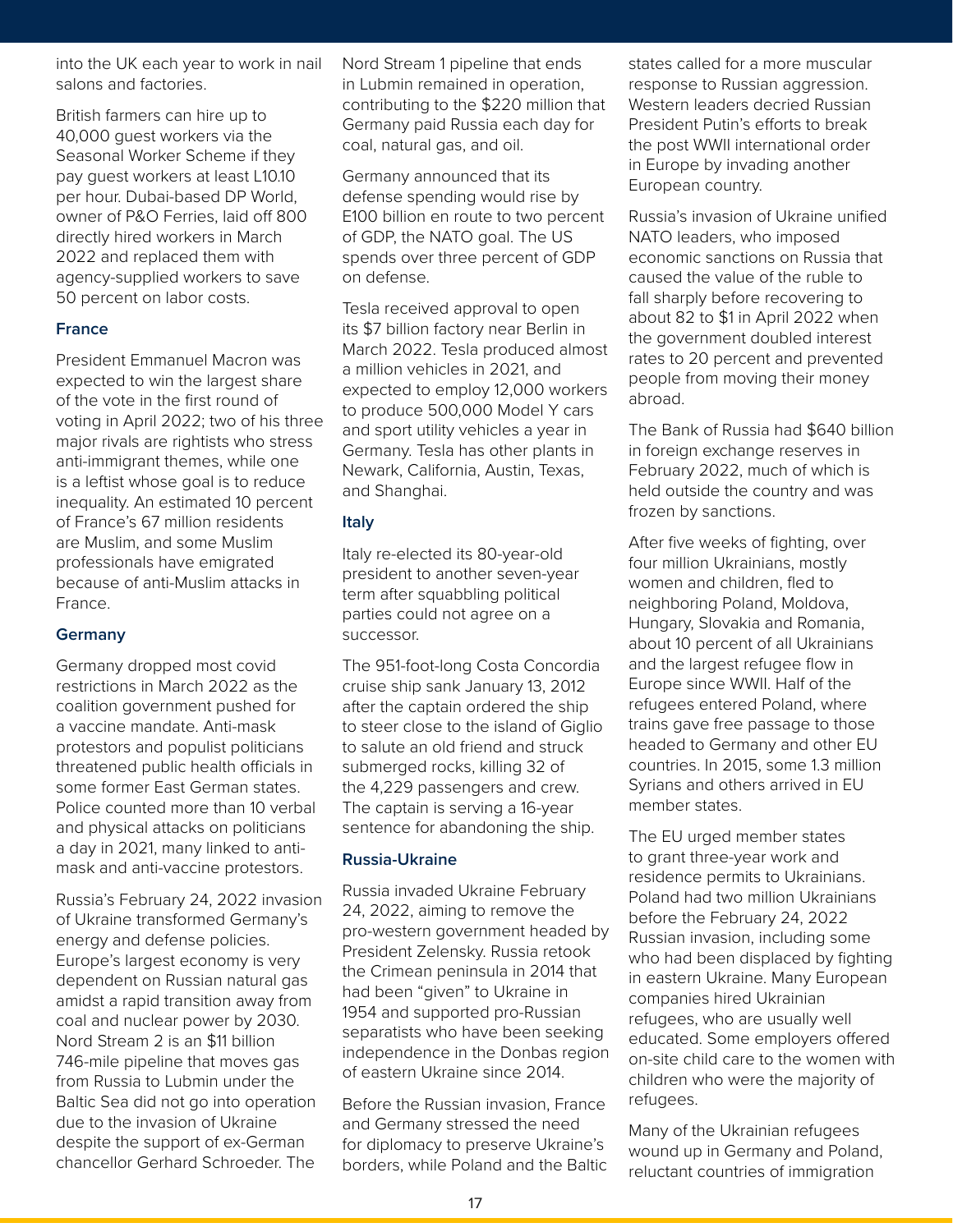into the UK each year to work in nail salons and factories.

British farmers can hire up to 40,000 guest workers via the Seasonal Worker Scheme if they pay guest workers at least L10.10 per hour. Dubai-based DP World, owner of P&O Ferries, laid off 800 directly hired workers in March 2022 and replaced them with agency-supplied workers to save 50 percent on labor costs.

### France

President Emmanuel Macron was expected to win the largest share of the vote in the first round of voting in April 2022; two of his three major rivals are rightists who stress anti-immigrant themes, while one is a leftist whose goal is to reduce inequality. An estimated 10 percent of France's 67 million residents are Muslim, and some Muslim professionals have emigrated because of anti-Muslim attacks in France.

### Germany

Germany dropped most covid restrictions in March 2022 as the coalition government pushed for a vaccine mandate. Anti-mask protestors and populist politicians threatened public health officials in some former East German states. Police counted more than 10 verbal and physical attacks on politicians a day in 2021, many linked to anti-mask and anti-vaccine protestors.

Russia's February 24, 2022 invasion of Ukraine transformed Germany's energy and defense policies. Europe's largest economy is very dependent on Russian natural gas amidst a rapid transition away from coal and nuclear power by 2030. Nord Stream 2 is an $11 billion 746-mile pipeline that moves gas from Russia to Lubmin under the Baltic Sea did not go into operation due to the invasion of Ukraine despite the support of ex-German chancellor Gerhard Schroeder. The Nord Stream 1 pipeline that ends in Lubmin remained in operation, contributing to the $220 million that Germany paid Russia each day for coal, natural gas, and oil.

Germany announced that its defense spending would rise by E100 billion en route to two percent of GDP, the NATO goal. The US spends over three percent of GDP on defense.

Tesla received approval to open its $7 billion factory near Berlin in March 2022. Tesla produced almost a million vehicles in 2021, and expected to employ 12,000 workers to produce 500,000 Model Y cars and sport utility vehicles a year in Germany. Tesla has other plants in Newark, California, Austin, Texas, and Shanghai.

### Italy

Italy re-elected its 80-year-old president to another seven-year term after squabbling political parties could not agree on a successor.

The 951-foot-long Costa Concordia cruise ship sank January 13, 2012 after the captain ordered the ship to steer close to the island of Giglio to salute an old friend and struck submerged rocks, killing 32 of the 4,229 passengers and crew. The captain is serving a 16-year sentence for abandoning the ship.

### Russia-Ukraine

Russia invaded Ukraine February 24, 2022, aiming to remove the pro-western government headed by President Zelensky. Russia retook the Crimean peninsula in 2014 that had been "given" to Ukraine in 1954 and supported pro-Russian separatists who have been seeking independence in the Donbas region of eastern Ukraine since 2014.

Before the Russian invasion, France and Germany stressed the need for diplomacy to preserve Ukraine's borders, while Poland and the Baltic states called for a more muscular response to Russian aggression. Western leaders decried Russian President Putin's efforts to break the post WWII international order in Europe by invading another European country.

Russia's invasion of Ukraine unified NATO leaders, who imposed economic sanctions on Russia that caused the value of the ruble to fall sharply before recovering to about 82 to $1 in April 2022 when the government doubled interest rates to 20 percent and prevented people from moving their money abroad.

The Bank of Russia had $640 billion in foreign exchange reserves in February 2022, much of which is held outside the country and was frozen by sanctions.

After five weeks of fighting, over four million Ukrainians, mostly women and children, fled to neighboring Poland, Moldova, Hungary, Slovakia and Romania, about 10 percent of all Ukrainians and the largest refugee flow in Europe since WWII. Half of the refugees entered Poland, where trains gave free passage to those headed to Germany and other EU countries. In 2015, some 1.3 million Syrians and others arrived in EU member states.

The EU urged member states to grant three-year work and residence permits to Ukrainians. Poland had two million Ukrainians before the February 24, 2022 Russian invasion, including some who had been displaced by fighting in eastern Ukraine. Many European companies hired Ukrainian refugees, who are usually well educated. Some employers offered on-site child care to the women with children who were the majority of refugees.

Many of the Ukrainian refugees wound up in Germany and Poland, reluctant countries of immigration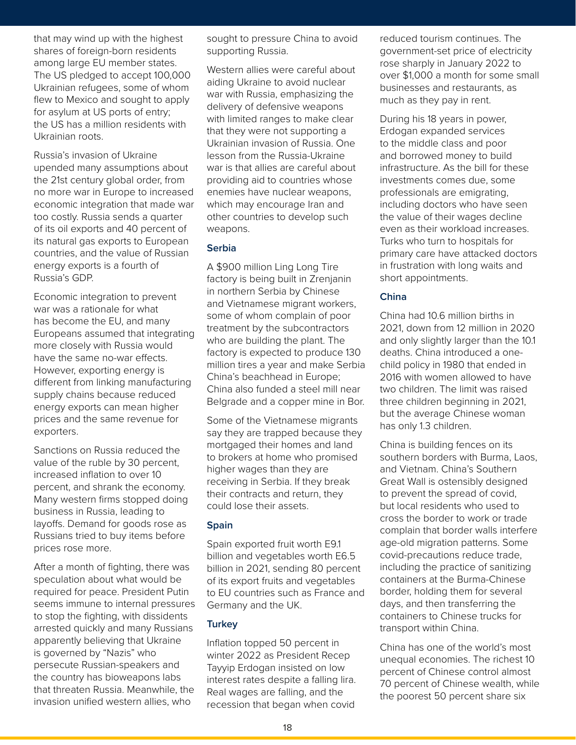that may wind up with the highest shares of foreign-born residents among large EU member states. The US pledged to accept 100,000 Ukrainian refugees, some of whom flew to Mexico and sought to apply for asylum at US ports of entry; the US has a million residents with Ukrainian roots.

Russia's invasion of Ukraine upended many assumptions about the 21st century global order, from no more war in Europe to increased economic integration that made war too costly. Russia sends a quarter of its oil exports and 40 percent of its natural gas exports to European countries, and the value of Russian energy exports is a fourth of Russia's GDP.

Economic integration to prevent war was a rationale for what has become the EU, and many Europeans assumed that integrating more closely with Russia would have the same no-war effects. However, exporting energy is different from linking manufacturing supply chains because reduced energy exports can mean higher prices and the same revenue for exporters.

Sanctions on Russia reduced the value of the ruble by 30 percent, increased inflation to over 10 percent, and shrank the economy. Many western firms stopped doing business in Russia, leading to layoffs. Demand for goods rose as Russians tried to buy items before prices rose more.

After a month of fighting, there was speculation about what would be required for peace. President Putin seems immune to internal pressures to stop the fighting, with dissidents arrested quickly and many Russians apparently believing that Ukraine is governed by "Nazis" who persecute Russian-speakers and the country has bioweapons labs that threaten Russia. Meanwhile, the invasion unified western allies, who sought to pressure China to avoid supporting Russia.

Western allies were careful about aiding Ukraine to avoid nuclear war with Russia, emphasizing the delivery of defensive weapons with limited ranges to make clear that they were not supporting a Ukrainian invasion of Russia. One lesson from the Russia-Ukraine war is that allies are careful about providing aid to countries whose enemies have nuclear weapons, which may encourage Iran and other countries to develop such weapons.

### Serbia

A $900 million Ling Long Tire factory is being built in Zrenjanin in northern Serbia by Chinese and Vietnamese migrant workers, some of whom complain of poor treatment by the subcontractors who are building the plant. The factory is expected to produce 130 million tires a year and make Serbia China's beachhead in Europe; China also funded a steel mill near Belgrade and a copper mine in Bor.

Some of the Vietnamese migrants say they are trapped because they mortgaged their homes and land to brokers at home who promised higher wages than they are receiving in Serbia. If they break their contracts and return, they could lose their assets.

### Spain

Spain exported fruit worth E9.1 billion and vegetables worth E6.5 billion in 2021, sending 80 percent of its export fruits and vegetables to EU countries such as France and Germany and the UK.

### Turkey

Inflation topped 50 percent in winter 2022 as President Recep Tayyip Erdogan insisted on low interest rates despite a falling lira. Real wages are falling, and the recession that began when covid reduced tourism continues. The government-set price of electricity rose sharply in January 2022 to over $1,000 a month for some small businesses and restaurants, as much as they pay in rent.

During his 18 years in power, Erdogan expanded services to the middle class and poor and borrowed money to build infrastructure. As the bill for these investments comes due, some professionals are emigrating, including doctors who have seen the value of their wages decline even as their workload increases. Turks who turn to hospitals for primary care have attacked doctors in frustration with long waits and short appointments.

### China

China had 10.6 million births in 2021, down from 12 million in 2020 and only slightly larger than the 10.1 deaths. China introduced a one-child policy in 1980 that ended in 2016 with women allowed to have two children. The limit was raised three children beginning in 2021, but the average Chinese woman has only 1.3 children.

China is building fences on its southern borders with Burma, Laos, and Vietnam. China's Southern Great Wall is ostensibly designed to prevent the spread of covid, but local residents who used to cross the border to work or trade complain that border walls interfere age-old migration patterns. Some covid-precautions reduce trade, including the practice of sanitizing containers at the Burma-Chinese border, holding them for several days, and then transferring the containers to Chinese trucks for transport within China.

China has one of the world's most unequal economies. The richest 10 percent of Chinese control almost 70 percent of Chinese wealth, while the poorest 50 percent share six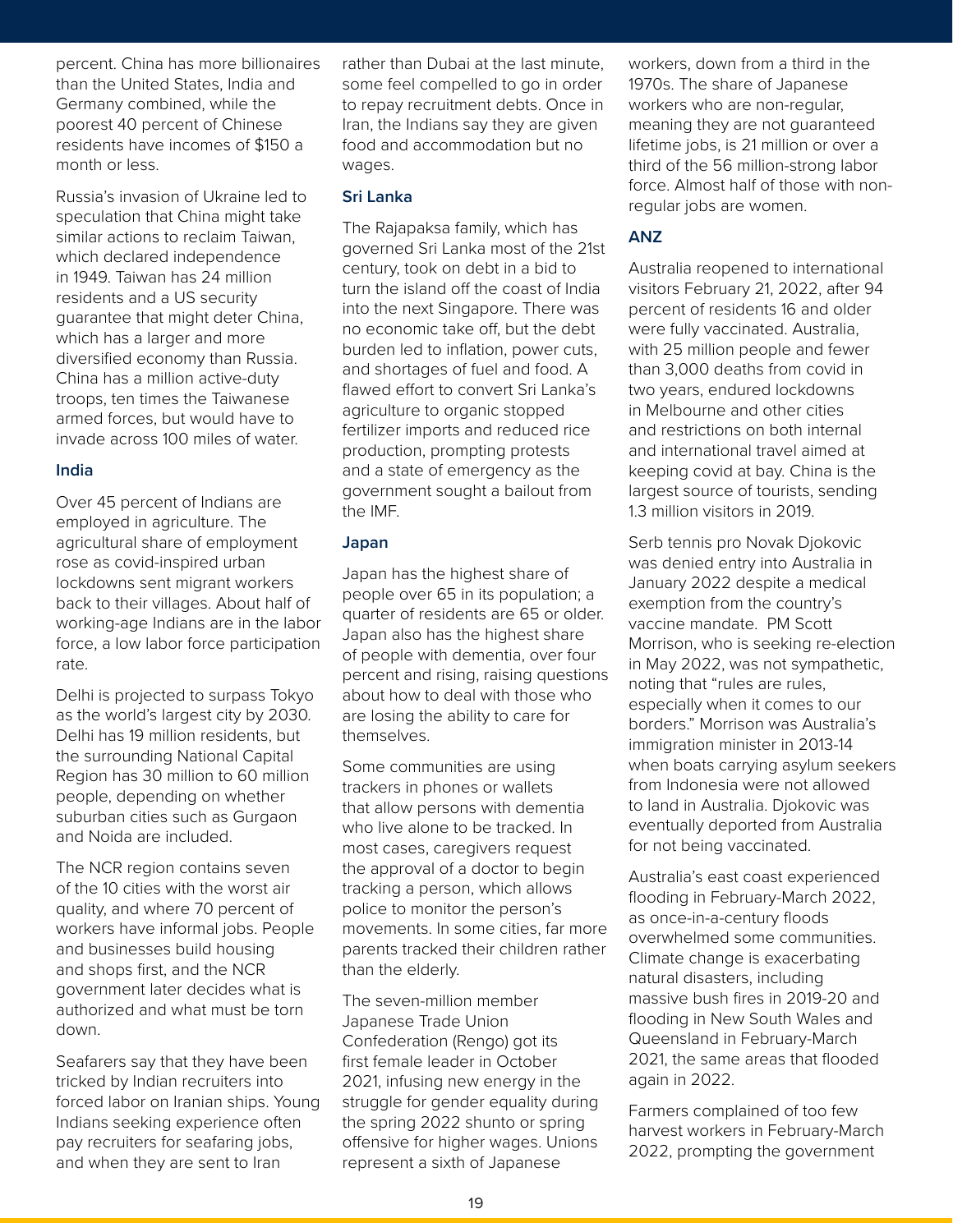percent. China has more billionaires than the United States, India and Germany combined, while the poorest 40 percent of Chinese residents have incomes of $150 a month or less.

Russia's invasion of Ukraine led to speculation that China might take similar actions to reclaim Taiwan, which declared independence in 1949. Taiwan has 24 million residents and a US security guarantee that might deter China, which has a larger and more diversified economy than Russia. China has a million active-duty troops, ten times the Taiwanese armed forces, but would have to invade across 100 miles of water.

### India

Over 45 percent of Indians are employed in agriculture. The agricultural share of employment rose as covid-inspired urban lockdowns sent migrant workers back to their villages. About half of working-age Indians are in the labor force, a low labor force participation rate.

Delhi is projected to surpass Tokyo as the world's largest city by 2030. Delhi has 19 million residents, but the surrounding National Capital Region has 30 million to 60 million people, depending on whether suburban cities such as Gurgaon and Noida are included.

The NCR region contains seven of the 10 cities with the worst air quality, and where 70 percent of workers have informal jobs. People and businesses build housing and shops first, and the NCR government later decides what is authorized and what must be torn down.

Seafarers say that they have been tricked by Indian recruiters into forced labor on Iranian ships. Young Indians seeking experience often pay recruiters for seafaring jobs, and when they are sent to Iran rather than Dubai at the last minute, some feel compelled to go in order to repay recruitment debts. Once in Iran, the Indians say they are given food and accommodation but no wages.

### Sri Lanka

The Rajapaksa family, which has governed Sri Lanka most of the 21st century, took on debt in a bid to turn the island off the coast of India into the next Singapore. There was no economic take off, but the debt burden led to inflation, power cuts, and shortages of fuel and food. A flawed effort to convert Sri Lanka's agriculture to organic stopped fertilizer imports and reduced rice production, prompting protests and a state of emergency as the government sought a bailout from the IMF.

### Japan

Japan has the highest share of people over 65 in its population; a quarter of residents are 65 or older. Japan also has the highest share of people with dementia, over four percent and rising, raising questions about how to deal with those who are losing the ability to care for themselves.

Some communities are using trackers in phones or wallets that allow persons with dementia who live alone to be tracked. In most cases, caregivers request the approval of a doctor to begin tracking a person, which allows police to monitor the person's movements. In some cities, far more parents tracked their children rather than the elderly.

The seven-million member Japanese Trade Union Confederation (Rengo) got its first female leader in October 2021, infusing new energy in the struggle for gender equality during the spring 2022 shunto or spring offensive for higher wages. Unions represent a sixth of Japanese workers, down from a third in the 1970s. The share of Japanese workers who are non-regular, meaning they are not guaranteed lifetime jobs, is 21 million or over a third of the 56 million-strong labor force. Almost half of those with non-regular jobs are women.

### ANZ

Australia reopened to international visitors February 21, 2022, after 94 percent of residents 16 and older were fully vaccinated. Australia, with 25 million people and fewer than 3,000 deaths from covid in two years, endured lockdowns in Melbourne and other cities and restrictions on both internal and international travel aimed at keeping covid at bay. China is the largest source of tourists, sending 1.3 million visitors in 2019.

Serb tennis pro Novak Djokovic was denied entry into Australia in January 2022 despite a medical exemption from the country's vaccine mandate. PM Scott Morrison, who is seeking re-election in May 2022, was not sympathetic, noting that "rules are rules, especially when it comes to our borders." Morrison was Australia's immigration minister in 2013-14 when boats carrying asylum seekers from Indonesia were not allowed to land in Australia. Djokovic was eventually deported from Australia for not being vaccinated.

Australia's east coast experienced flooding in February-March 2022, as once-in-a-century floods overwhelmed some communities. Climate change is exacerbating natural disasters, including massive bush fires in 2019-20 and flooding in New South Wales and Queensland in February-March 2021, the same areas that flooded again in 2022.

Farmers complained of too few harvest workers in February-March 2022, prompting the government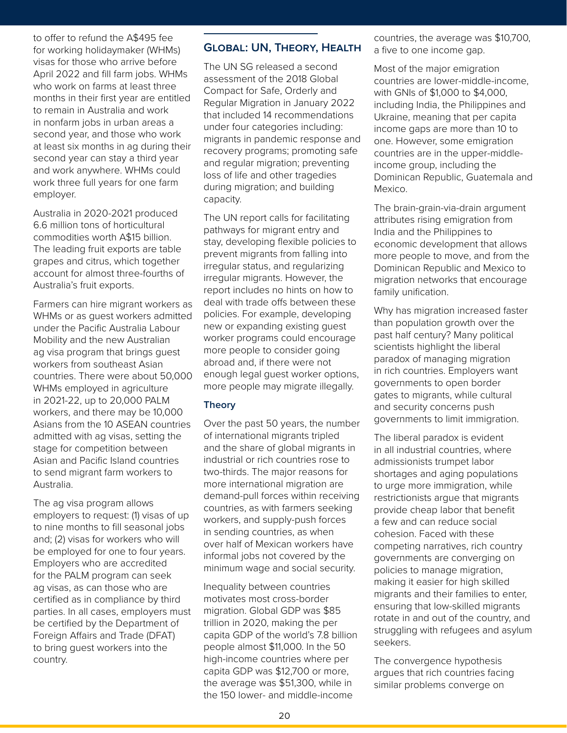to offer to refund the A$495 fee for working holidaymaker (WHMs) visas for those who arrive before April 2022 and fill farm jobs. WHMs who work on farms at least three months in their first year are entitled to remain in Australia and work in nonfarm jobs in urban areas a second year, and those who work at least six months in ag during their second year can stay a third year and work anywhere. WHMs could work three full years for one farm employer.

Australia in 2020-2021 produced 6.6 million tons of horticultural commodities worth A$15 billion. The leading fruit exports are table grapes and citrus, which together account for almost three-fourths of Australia's fruit exports.

Farmers can hire migrant workers as WHMs or as guest workers admitted under the Pacific Australia Labour Mobility and the new Australian ag visa program that brings guest workers from southeast Asian countries. There were about 50,000 WHMs employed in agriculture in 2021-22, up to 20,000 PALM workers, and there may be 10,000 Asians from the 10 ASEAN countries admitted with ag visas, setting the stage for competition between Asian and Pacific Island countries to send migrant farm workers to Australia.

The ag visa program allows employers to request: (1) visas of up to nine months to fill seasonal jobs and; (2) visas for workers who will be employed for one to four years. Employers who are accredited for the PALM program can seek ag visas, as can those who are certified as in compliance by third parties. In all cases, employers must be certified by the Department of Foreign Affairs and Trade (DFAT) to bring guest workers into the country.

## Global: UN, Theory, Health

The UN SG released a second assessment of the 2018 Global Compact for Safe, Orderly and Regular Migration in January 2022 that included 14 recommendations under four categories including: migrants in pandemic response and recovery programs; promoting safe and regular migration; preventing loss of life and other tragedies during migration; and building capacity.

The UN report calls for facilitating pathways for migrant entry and stay, developing flexible policies to prevent migrants from falling into irregular status, and regularizing irregular migrants. However, the report includes no hints on how to deal with trade offs between these policies. For example, developing new or expanding existing guest worker programs could encourage more people to consider going abroad and, if there were not enough legal guest worker options, more people may migrate illegally.

### Theory

Over the past 50 years, the number of international migrants tripled and the share of global migrants in industrial or rich countries rose to two-thirds. The major reasons for more international migration are demand-pull forces within receiving countries, as with farmers seeking workers, and supply-push forces in sending countries, as when over half of Mexican workers have informal jobs not covered by the minimum wage and social security.

Inequality between countries motivates most cross-border migration. Global GDP was $85 trillion in 2020, making the per capita GDP of the world's 7.8 billion people almost $11,000. In the 50 high-income countries where per capita GDP was $12,700 or more, the average was $51,300, while in the 150 lower- and middle-income countries, the average was $10,700, a five to one income gap.

Most of the major emigration countries are lower-middle-income, with GNIs of $1,000 to $4,000, including India, the Philippines and Ukraine, meaning that per capita income gaps are more than 10 to one. However, some emigration countries are in the upper-middle-income group, including the Dominican Republic, Guatemala and Mexico.

The brain-grain-via-drain argument attributes rising emigration from India and the Philippines to economic development that allows more people to move, and from the Dominican Republic and Mexico to migration networks that encourage family unification.

Why has migration increased faster than population growth over the past half century? Many political scientists highlight the liberal paradox of managing migration in rich countries. Employers want governments to open border gates to migrants, while cultural and security concerns push governments to limit immigration.

The liberal paradox is evident in all industrial countries, where admissionists trumpet labor shortages and aging populations to urge more immigration, while restrictionists argue that migrants provide cheap labor that benefit a few and can reduce social cohesion. Faced with these competing narratives, rich country governments are converging on policies to manage migration, making it easier for high skilled migrants and their families to enter, ensuring that low-skilled migrants rotate in and out of the country, and struggling with refugees and asylum seekers.

The convergence hypothesis argues that rich countries facing similar problems converge on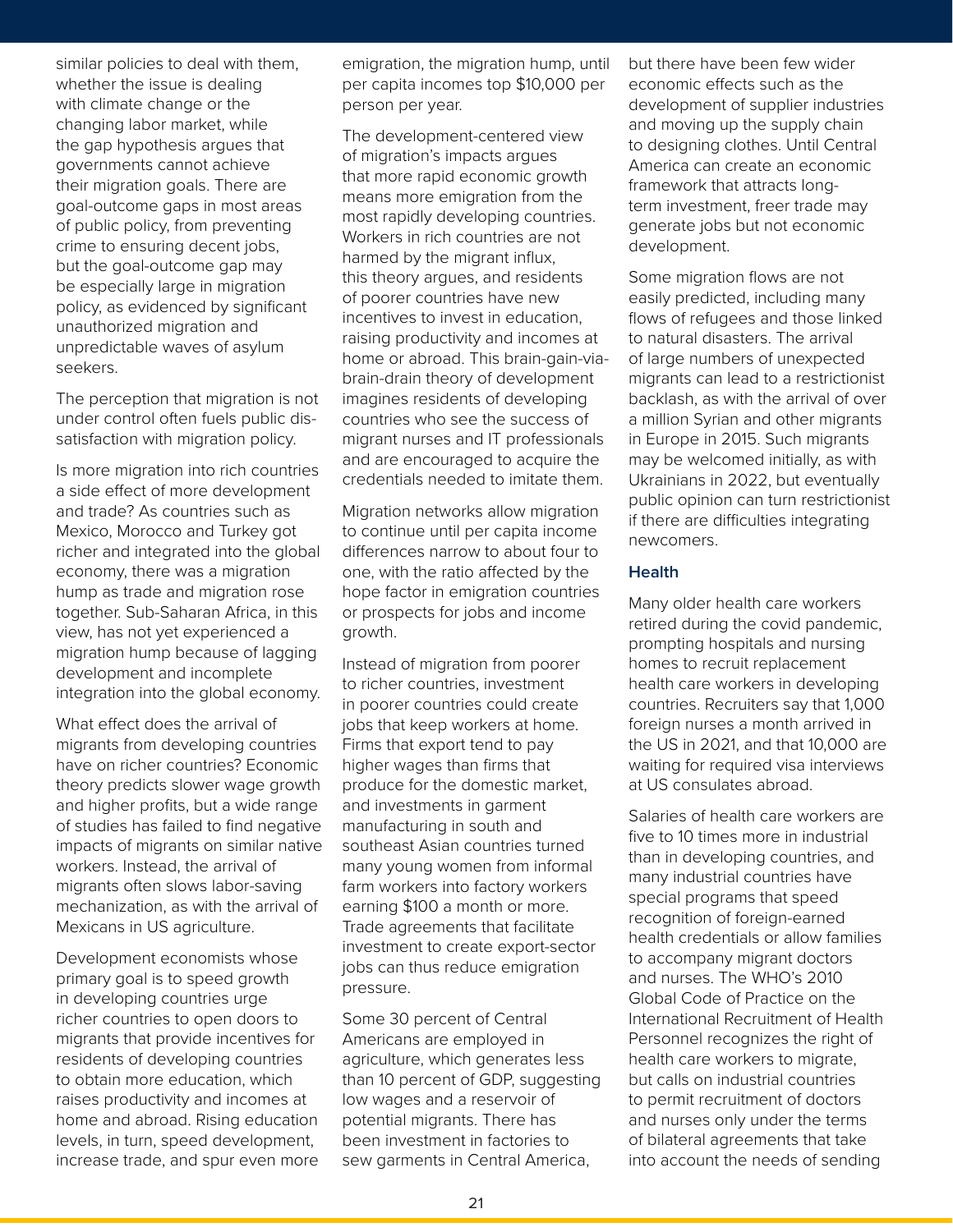similar policies to deal with them, whether the issue is dealing with climate change or the changing labor market, while the gap hypothesis argues that governments cannot achieve their migration goals. There are goal-outcome gaps in most areas of public policy, from preventing crime to ensuring decent jobs, but the goal-outcome gap may be especially large in migration policy, as evidenced by significant unauthorized migration and unpredictable waves of asylum seekers.

The perception that migration is not under control often fuels public dissatisfaction with migration policy.

Is more migration into rich countries a side effect of more development and trade? As countries such as Mexico, Morocco and Turkey got richer and integrated into the global economy, there was a migration hump as trade and migration rose together. Sub-Saharan Africa, in this view, has not yet experienced a migration hump because of lagging development and incomplete integration into the global economy.

What effect does the arrival of migrants from developing countries have on richer countries? Economic theory predicts slower wage growth and higher profits, but a wide range of studies has failed to find negative impacts of migrants on similar native workers. Instead, the arrival of migrants often slows labor-saving mechanization, as with the arrival of Mexicans in US agriculture.

Development economists whose primary goal is to speed growth in developing countries urge richer countries to open doors to migrants that provide incentives for residents of developing countries to obtain more education, which raises productivity and incomes at home and abroad. Rising education levels, in turn, speed development, increase trade, and spur even more emigration, the migration hump, until per capita incomes top $10,000 per person per year.

The development-centered view of migration's impacts argues that more rapid economic growth means more emigration from the most rapidly developing countries. Workers in rich countries are not harmed by the migrant influx, this theory argues, and residents of poorer countries have new incentives to invest in education, raising productivity and incomes at home or abroad. This brain-gain-via-brain-drain theory of development imagines residents of developing countries who see the success of migrant nurses and IT professionals and are encouraged to acquire the credentials needed to imitate them.

Migration networks allow migration to continue until per capita income differences narrow to about four to one, with the ratio affected by the hope factor in emigration countries or prospects for jobs and income growth.

Instead of migration from poorer to richer countries, investment in poorer countries could create jobs that keep workers at home. Firms that export tend to pay higher wages than firms that produce for the domestic market, and investments in garment manufacturing in south and southeast Asian countries turned many young women from informal farm workers into factory workers earning $100 a month or more. Trade agreements that facilitate investment to create export-sector jobs can thus reduce emigration pressure.

Some 30 percent of Central Americans are employed in agriculture, which generates less than 10 percent of GDP, suggesting low wages and a reservoir of potential migrants. There has been investment in factories to sew garments in Central America, but there have been few wider economic effects such as the development of supplier industries and moving up the supply chain to designing clothes. Until Central America can create an economic framework that attracts long-term investment, freer trade may generate jobs but not economic development.

Some migration flows are not easily predicted, including many flows of refugees and those linked to natural disasters. The arrival of large numbers of unexpected migrants can lead to a restrictionist backlash, as with the arrival of over a million Syrian and other migrants in Europe in 2015. Such migrants may be welcomed initially, as with Ukrainians in 2022, but eventually public opinion can turn restrictionist if there are difficulties integrating newcomers.

### Health

Many older health care workers retired during the covid pandemic, prompting hospitals and nursing homes to recruit replacement health care workers in developing countries. Recruiters say that 1,000 foreign nurses a month arrived in the US in 2021, and that 10,000 are waiting for required visa interviews at US consulates abroad.

Salaries of health care workers are five to 10 times more in industrial than in developing countries, and many industrial countries have special programs that speed recognition of foreign-earned health credentials or allow families to accompany migrant doctors and nurses. The WHO's 2010 Global Code of Practice on the International Recruitment of Health Personnel recognizes the right of health care workers to migrate, but calls on industrial countries to permit recruitment of doctors and nurses only under the terms of bilateral agreements that take into account the needs of sending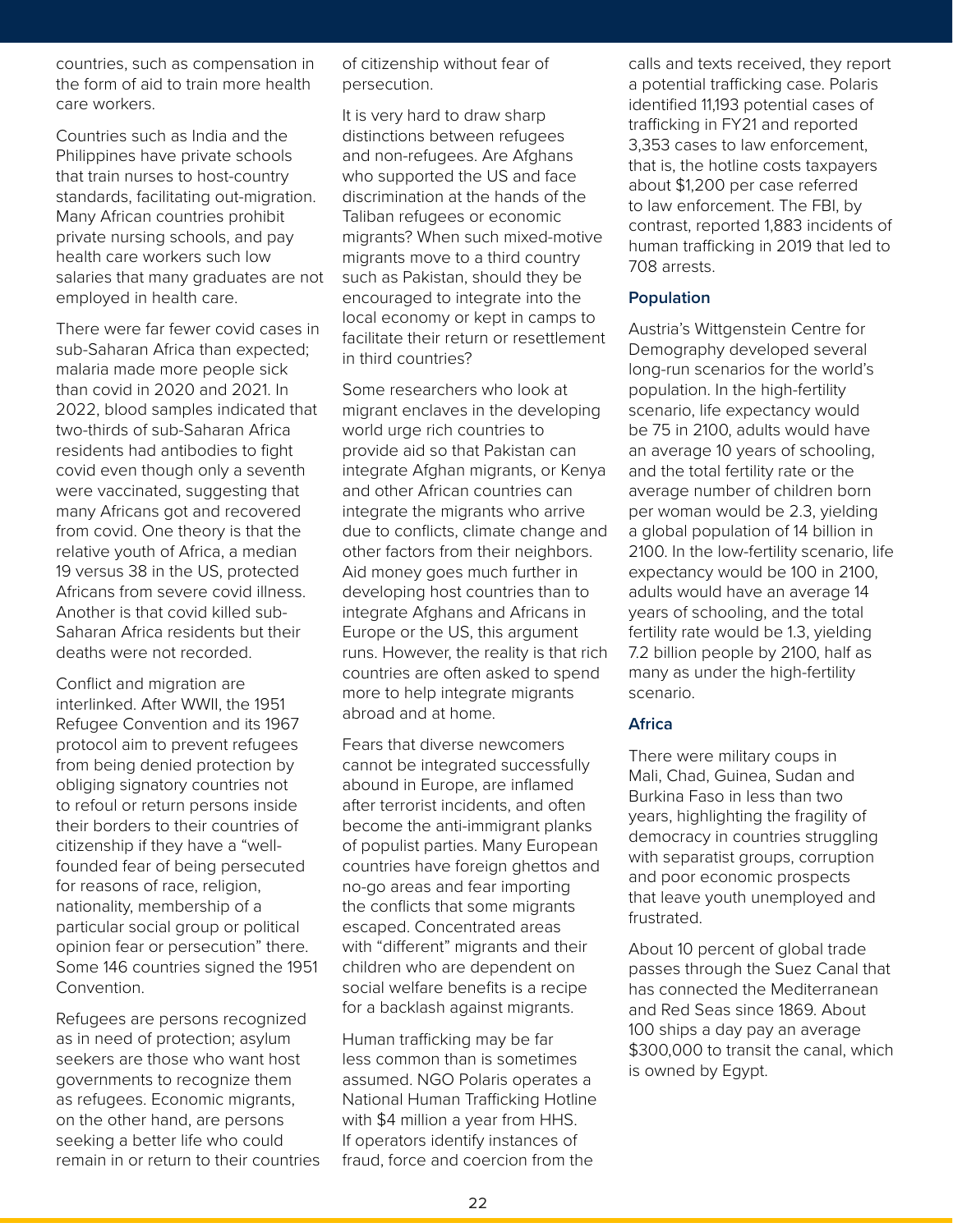countries, such as compensation in the form of aid to train more health care workers.

Countries such as India and the Philippines have private schools that train nurses to host-country standards, facilitating out-migration. Many African countries prohibit private nursing schools, and pay health care workers such low salaries that many graduates are not employed in health care.

There were far fewer covid cases in sub-Saharan Africa than expected; malaria made more people sick than covid in 2020 and 2021. In 2022, blood samples indicated that two-thirds of sub-Saharan Africa residents had antibodies to fight covid even though only a seventh were vaccinated, suggesting that many Africans got and recovered from covid. One theory is that the relative youth of Africa, a median 19 versus 38 in the US, protected Africans from severe covid illness. Another is that covid killed sub-Saharan Africa residents but their deaths were not recorded.

Conflict and migration are interlinked. After WWII, the 1951 Refugee Convention and its 1967 protocol aim to prevent refugees from being denied protection by obliging signatory countries not to refoul or return persons inside their borders to their countries of citizenship if they have a "well-founded fear of being persecuted for reasons of race, religion, nationality, membership of a particular social group or political opinion fear or persecution" there. Some 146 countries signed the 1951 Convention.

Refugees are persons recognized as in need of protection; asylum seekers are those who want host governments to recognize them as refugees. Economic migrants, on the other hand, are persons seeking a better life who could remain in or return to their countries of citizenship without fear of persecution.

It is very hard to draw sharp distinctions between refugees and non-refugees. Are Afghans who supported the US and face discrimination at the hands of the Taliban refugees or economic migrants? When such mixed-motive migrants move to a third country such as Pakistan, should they be encouraged to integrate into the local economy or kept in camps to facilitate their return or resettlement in third countries?

Some researchers who look at migrant enclaves in the developing world urge rich countries to provide aid so that Pakistan can integrate Afghan migrants, or Kenya and other African countries can integrate the migrants who arrive due to conflicts, climate change and other factors from their neighbors. Aid money goes much further in developing host countries than to integrate Afghans and Africans in Europe or the US, this argument runs. However, the reality is that rich countries are often asked to spend more to help integrate migrants abroad and at home.

Fears that diverse newcomers cannot be integrated successfully abound in Europe, are inflamed after terrorist incidents, and often become the anti-immigrant planks of populist parties. Many European countries have foreign ghettos and no-go areas and fear importing the conflicts that some migrants escaped. Concentrated areas with "different" migrants and their children who are dependent on social welfare benefits is a recipe for a backlash against migrants.

Human trafficking may be far less common than is sometimes assumed. NGO Polaris operates a National Human Trafficking Hotline with $4 million a year from HHS. If operators identify instances of fraud, force and coercion from the calls and texts received, they report a potential trafficking case. Polaris identified 11,193 potential cases of trafficking in FY21 and reported 3,353 cases to law enforcement, that is, the hotline costs taxpayers about $1,200 per case referred to law enforcement. The FBI, by contrast, reported 1,883 incidents of human trafficking in 2019 that led to 708 arrests.

### Population

Austria's Wittgenstein Centre for Demography developed several long-run scenarios for the world's population. In the high-fertility scenario, life expectancy would be 75 in 2100, adults would have an average 10 years of schooling, and the total fertility rate or the average number of children born per woman would be 2.3, yielding a global population of 14 billion in 2100. In the low-fertility scenario, life expectancy would be 100 in 2100, adults would have an average 14 years of schooling, and the total fertility rate would be 1.3, yielding 7.2 billion people by 2100, half as many as under the high-fertility scenario.

### Africa

There were military coups in Mali, Chad, Guinea, Sudan and Burkina Faso in less than two years, highlighting the fragility of democracy in countries struggling with separatist groups, corruption and poor economic prospects that leave youth unemployed and frustrated.

About 10 percent of global trade passes through the Suez Canal that has connected the Mediterranean and Red Seas since 1869. About 100 ships a day pay an average $300,000 to transit the canal, which is owned by Egypt.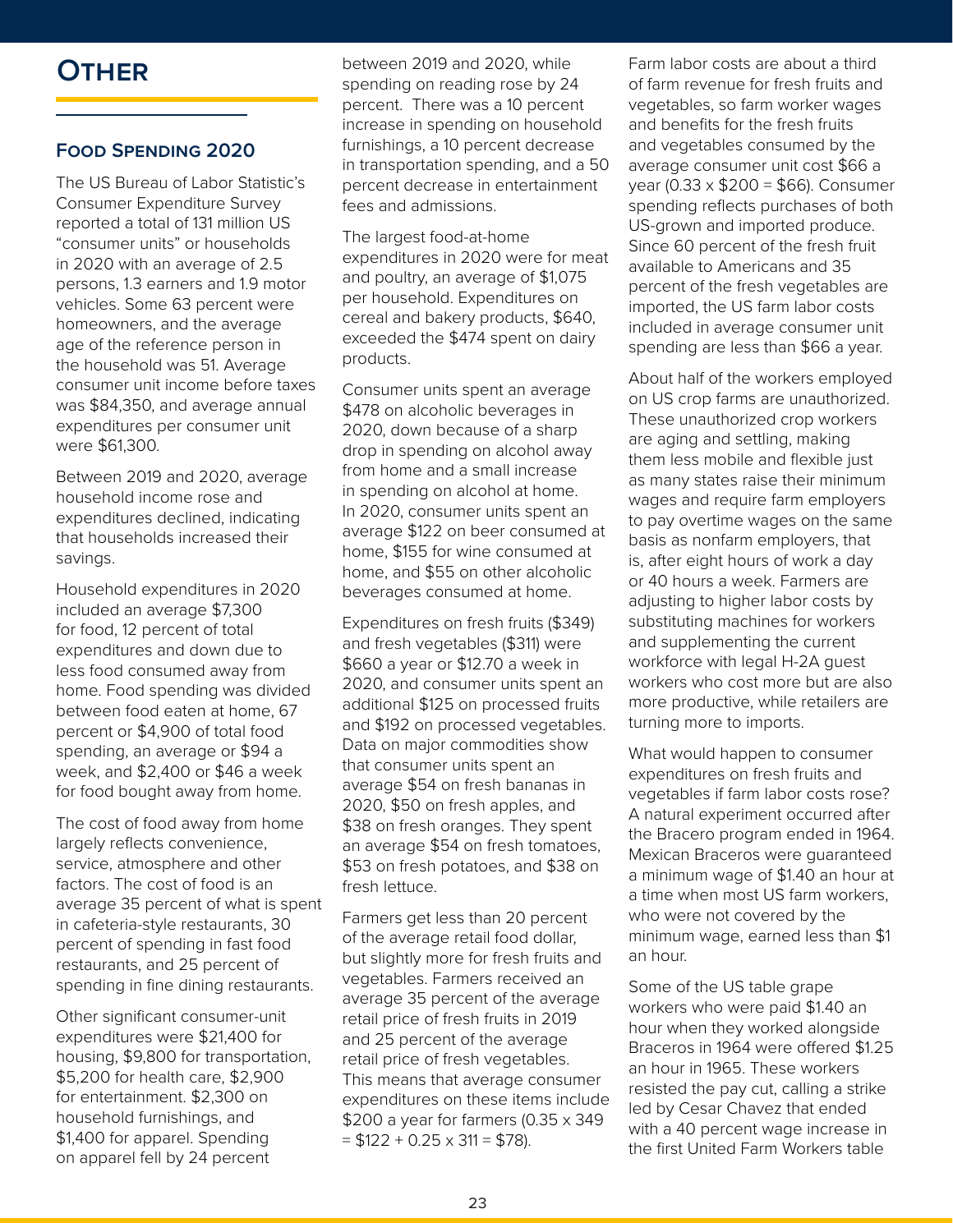# Other

## Food Spending 2020

The US Bureau of Labor Statistic's Consumer Expenditure Survey reported a total of 131 million US "consumer units" or households in 2020 with an average of 2.5 persons, 1.3 earners and 1.9 motor vehicles. Some 63 percent were homeowners, and the average age of the reference person in the household was 51. Average consumer unit income before taxes was $84,350, and average annual expenditures per consumer unit were $61,300.

Between 2019 and 2020, average household income rose and expenditures declined, indicating that households increased their savings.

Household expenditures in 2020 included an average $7,300 for food, 12 percent of total expenditures and down due to less food consumed away from home. Food spending was divided between food eaten at home, 67 percent or $4,900 of total food spending, an average or $94 a week, and $2,400 or $46 a week for food bought away from home.

The cost of food away from home largely reflects convenience, service, atmosphere and other factors. The cost of food is an average 35 percent of what is spent in cafeteria-style restaurants, 30 percent of spending in fast food restaurants, and 25 percent of spending in fine dining restaurants.

Other significant consumer-unit expenditures were $21,400 for housing, $9,800 for transportation, $5,200 for health care, $2,900 for entertainment. $2,300 on household furnishings, and $1,400 for apparel. Spending on apparel fell by 24 percent between 2019 and 2020, while spending on reading rose by 24 percent. There was a 10 percent increase in spending on household furnishings, a 10 percent decrease in transportation spending, and a 50 percent decrease in entertainment fees and admissions.

The largest food-at-home expenditures in 2020 were for meat and poultry, an average of $1,075 per household. Expenditures on cereal and bakery products, $640, exceeded the $474 spent on dairy products.

Consumer units spent an average $478 on alcoholic beverages in 2020, down because of a sharp drop in spending on alcohol away from home and a small increase in spending on alcohol at home. In 2020, consumer units spent an average $122 on beer consumed at home, $155 for wine consumed at home, and $55 on other alcoholic beverages consumed at home.

Expenditures on fresh fruits ($349) and fresh vegetables ($311) were $660 a year or $12.70 a week in 2020, and consumer units spent an additional $125 on processed fruits and $192 on processed vegetables. Data on major commodities show that consumer units spent an average $54 on fresh bananas in 2020, $50 on fresh apples, and $38 on fresh oranges. They spent an average $54 on fresh tomatoes, $53 on fresh potatoes, and $38 on fresh lettuce.

Farmers get less than 20 percent of the average retail food dollar, but slightly more for fresh fruits and vegetables. Farmers received an average 35 percent of the average retail price of fresh fruits in 2019 and 25 percent of the average retail price of fresh vegetables. This means that average consumer expenditures on these items include $200 a year for farmers (0.35 x 349 = $122 + 0.25 x 311 = $78).

Farm labor costs are about a third of farm revenue for fresh fruits and vegetables, so farm worker wages and benefits for the fresh fruits and vegetables consumed by the average consumer unit cost $66 a year (0.33 x $200 = $66). Consumer spending reflects purchases of both US-grown and imported produce. Since 60 percent of the fresh fruit available to Americans and 35 percent of the fresh vegetables are imported, the US farm labor costs included in average consumer unit spending are less than $66 a year.

About half of the workers employed on US crop farms are unauthorized. These unauthorized crop workers are aging and settling, making them less mobile and flexible just as many states raise their minimum wages and require farm employers to pay overtime wages on the same basis as nonfarm employers, that is, after eight hours of work a day or 40 hours a week. Farmers are adjusting to higher labor costs by substituting machines for workers and supplementing the current workforce with legal H-2A guest workers who cost more but are also more productive, while retailers are turning more to imports.

What would happen to consumer expenditures on fresh fruits and vegetables if farm labor costs rose? A natural experiment occurred after the Bracero program ended in 1964. Mexican Braceros were guaranteed a minimum wage of $1.40 an hour at a time when most US farm workers, who were not covered by the minimum wage, earned less than $1 an hour.

Some of the US table grape workers who were paid $1.40 an hour when they worked alongside Braceros in 1964 were offered $1.25 an hour in 1965. These workers resisted the pay cut, calling a strike led by Cesar Chavez that ended with a 40 percent wage increase in the first United Farm Workers table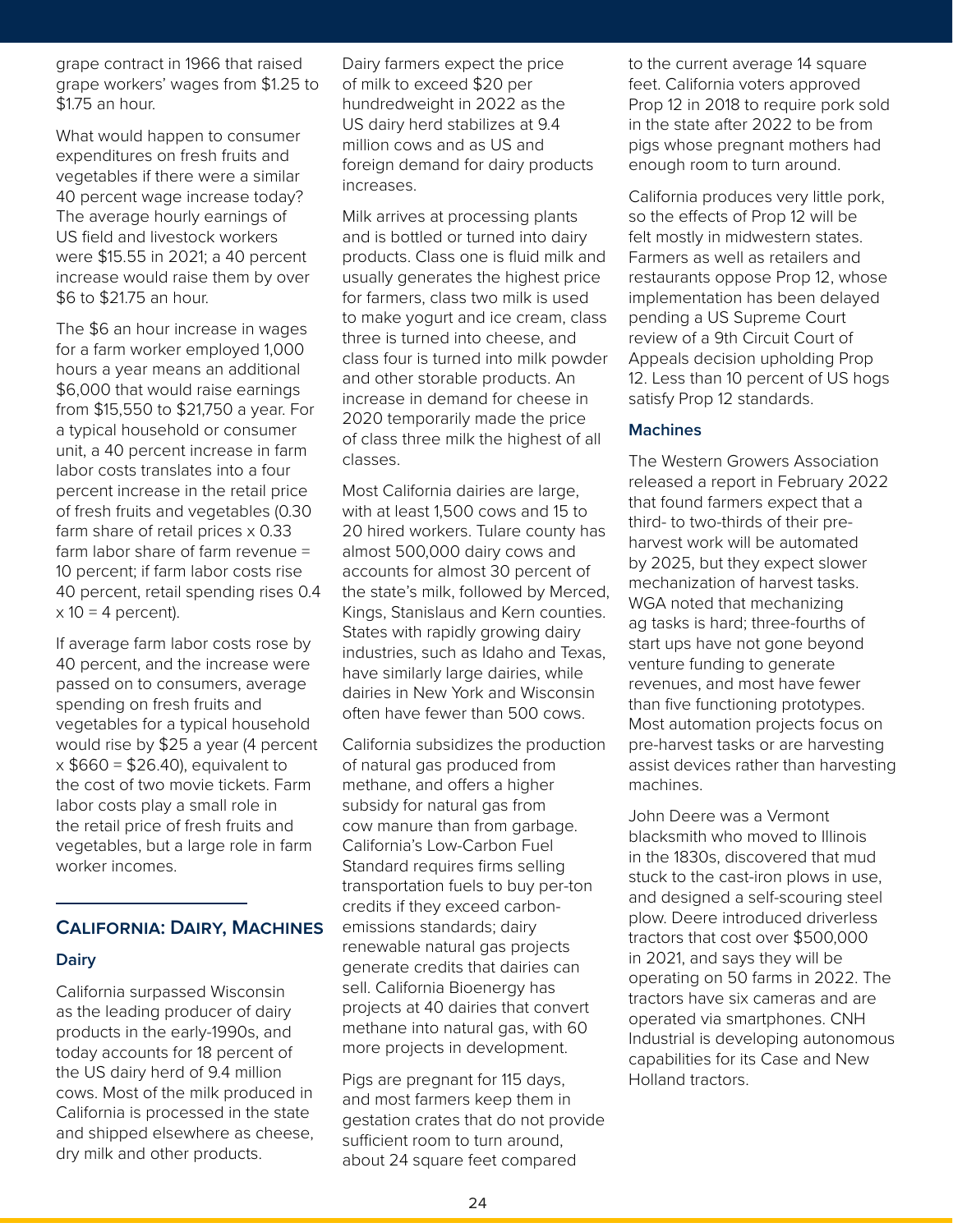grape contract in 1966 that raised grape workers' wages from $1.25 to $1.75 an hour.

What would happen to consumer expenditures on fresh fruits and vegetables if there were a similar 40 percent wage increase today? The average hourly earnings of US field and livestock workers were $15.55 in 2021; a 40 percent increase would raise them by over $6 to $21.75 an hour.

The $6 an hour increase in wages for a farm worker employed 1,000 hours a year means an additional $6,000 that would raise earnings from $15,550 to $21,750 a year. For a typical household or consumer unit, a 40 percent increase in farm labor costs translates into a four percent increase in the retail price of fresh fruits and vegetables (0.30 farm share of retail prices x 0.33 farm labor share of farm revenue = 10 percent; if farm labor costs rise 40 percent, retail spending rises 0.4 x 10 = 4 percent).

If average farm labor costs rose by 40 percent, and the increase were passed on to consumers, average spending on fresh fruits and vegetables for a typical household would rise by $25 a year (4 percent x $660 = $26.40), equivalent to the cost of two movie tickets. Farm labor costs play a small role in the retail price of fresh fruits and vegetables, but a large role in farm worker incomes.

## California: Dairy, Machines

### Dairy

California surpassed Wisconsin as the leading producer of dairy products in the early-1990s, and today accounts for 18 percent of the US dairy herd of 9.4 million cows. Most of the milk produced in California is processed in the state and shipped elsewhere as cheese, dry milk and other products.

Dairy farmers expect the price of milk to exceed $20 per hundredweight in 2022 as the US dairy herd stabilizes at 9.4 million cows and as US and foreign demand for dairy products increases.

Milk arrives at processing plants and is bottled or turned into dairy products. Class one is fluid milk and usually generates the highest price for farmers, class two milk is used to make yogurt and ice cream, class three is turned into cheese, and class four is turned into milk powder and other storable products. An increase in demand for cheese in 2020 temporarily made the price of class three milk the highest of all classes.

Most California dairies are large, with at least 1,500 cows and 15 to 20 hired workers. Tulare county has almost 500,000 dairy cows and accounts for almost 30 percent of the state's milk, followed by Merced, Kings, Stanislaus and Kern counties. States with rapidly growing dairy industries, such as Idaho and Texas, have similarly large dairies, while dairies in New York and Wisconsin often have fewer than 500 cows.

California subsidizes the production of natural gas produced from methane, and offers a higher subsidy for natural gas from cow manure than from garbage. California's Low-Carbon Fuel Standard requires firms selling transportation fuels to buy per-ton credits if they exceed carbon-emissions standards; dairy renewable natural gas projects generate credits that dairies can sell. California Bioenergy has projects at 40 dairies that convert methane into natural gas, with 60 more projects in development.

Pigs are pregnant for 115 days, and most farmers keep them in gestation crates that do not provide sufficient room to turn around, about 24 square feet compared to the current average 14 square feet. California voters approved Prop 12 in 2018 to require pork sold in the state after 2022 to be from pigs whose pregnant mothers had enough room to turn around.

California produces very little pork, so the effects of Prop 12 will be felt mostly in midwestern states. Farmers as well as retailers and restaurants oppose Prop 12, whose implementation has been delayed pending a US Supreme Court review of a 9th Circuit Court of Appeals decision upholding Prop 12. Less than 10 percent of US hogs satisfy Prop 12 standards.

### Machines

The Western Growers Association released a report in February 2022 that found farmers expect that a third- to two-thirds of their pre-harvest work will be automated by 2025, but they expect slower mechanization of harvest tasks. WGA noted that mechanizing ag tasks is hard; three-fourths of start ups have not gone beyond venture funding to generate revenues, and most have fewer than five functioning prototypes. Most automation projects focus on pre-harvest tasks or are harvesting assist devices rather than harvesting machines.

John Deere was a Vermont blacksmith who moved to Illinois in the 1830s, discovered that mud stuck to the cast-iron plows in use, and designed a self-scouring steel plow. Deere introduced driverless tractors that cost over $500,000 in 2021, and says they will be operating on 50 farms in 2022. The tractors have six cameras and are operated via smartphones. CNH Industrial is developing autonomous capabilities for its Case and New Holland tractors.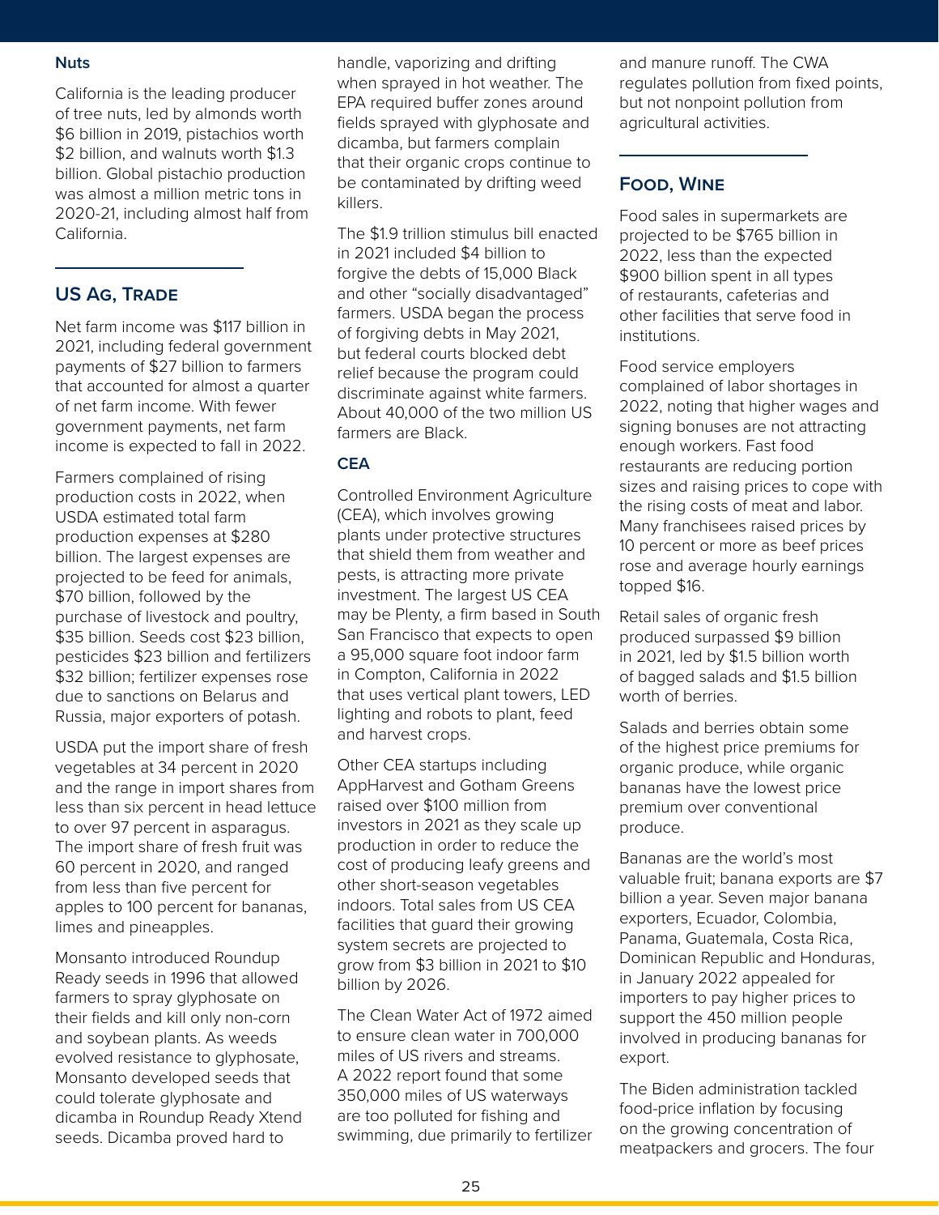### Nuts

California is the leading producer of tree nuts, led by almonds worth $6 billion in 2019, pistachios worth $2 billion, and walnuts worth $1.3 billion. Global pistachio production was almost a million metric tons in 2020-21, including almost half from California.

## US Ag, Trade

Net farm income was $117 billion in 2021, including federal government payments of $27 billion to farmers that accounted for almost a quarter of net farm income. With fewer government payments, net farm income is expected to fall in 2022.

Farmers complained of rising production costs in 2022, when USDA estimated total farm production expenses at $280 billion. The largest expenses are projected to be feed for animals, $70 billion, followed by the purchase of livestock and poultry, $35 billion. Seeds cost $23 billion, pesticides $23 billion and fertilizers $32 billion; fertilizer expenses rose due to sanctions on Belarus and Russia, major exporters of potash.

USDA put the import share of fresh vegetables at 34 percent in 2020 and the range in import shares from less than six percent in head lettuce to over 97 percent in asparagus. The import share of fresh fruit was 60 percent in 2020, and ranged from less than five percent for apples to 100 percent for bananas, limes and pineapples.

Monsanto introduced Roundup Ready seeds in 1996 that allowed farmers to spray glyphosate on their fields and kill only non-corn and soybean plants. As weeds evolved resistance to glyphosate, Monsanto developed seeds that could tolerate glyphosate and dicamba in Roundup Ready Xtend seeds. Dicamba proved hard to handle, vaporizing and drifting when sprayed in hot weather. The EPA required buffer zones around fields sprayed with glyphosate and dicamba, but farmers complain that their organic crops continue to be contaminated by drifting weed killers.

The $1.9 trillion stimulus bill enacted in 2021 included $4 billion to forgive the debts of 15,000 Black and other "socially disadvantaged" farmers. USDA began the process of forgiving debts in May 2021, but federal courts blocked debt relief because the program could discriminate against white farmers. About 40,000 of the two million US farmers are Black.

### CEA

Controlled Environment Agriculture (CEA), which involves growing plants under protective structures that shield them from weather and pests, is attracting more private investment. The largest US CEA may be Plenty, a firm based in South San Francisco that expects to open a 95,000 square foot indoor farm in Compton, California in 2022 that uses vertical plant towers, LED lighting and robots to plant, feed and harvest crops.

Other CEA startups including AppHarvest and Gotham Greens raised over $100 million from investors in 2021 as they scale up production in order to reduce the cost of producing leafy greens and other short-season vegetables indoors. Total sales from US CEA facilities that guard their growing system secrets are projected to grow from $3 billion in 2021 to $10 billion by 2026.

The Clean Water Act of 1972 aimed to ensure clean water in 700,000 miles of US rivers and streams. A 2022 report found that some 350,000 miles of US waterways are too polluted for fishing and swimming, due primarily to fertilizer and manure runoff. The CWA regulates pollution from fixed points, but not nonpoint pollution from agricultural activities.

## Food, Wine

Food sales in supermarkets are projected to be $765 billion in 2022, less than the expected $900 billion spent in all types of restaurants, cafeterias and other facilities that serve food in institutions.

Food service employers complained of labor shortages in 2022, noting that higher wages and signing bonuses are not attracting enough workers. Fast food restaurants are reducing portion sizes and raising prices to cope with the rising costs of meat and labor. Many franchisees raised prices by 10 percent or more as beef prices rose and average hourly earnings topped $16.

Retail sales of organic fresh produced surpassed $9 billion in 2021, led by $1.5 billion worth of bagged salads and $1.5 billion worth of berries.

Salads and berries obtain some of the highest price premiums for organic produce, while organic bananas have the lowest price premium over conventional produce.

Bananas are the world's most valuable fruit; banana exports are $7 billion a year. Seven major banana exporters, Ecuador, Colombia, Panama, Guatemala, Costa Rica, Dominican Republic and Honduras, in January 2022 appealed for importers to pay higher prices to support the 450 million people involved in producing bananas for export.

The Biden administration tackled food-price inflation by focusing on the growing concentration of meatpackers and grocers. The four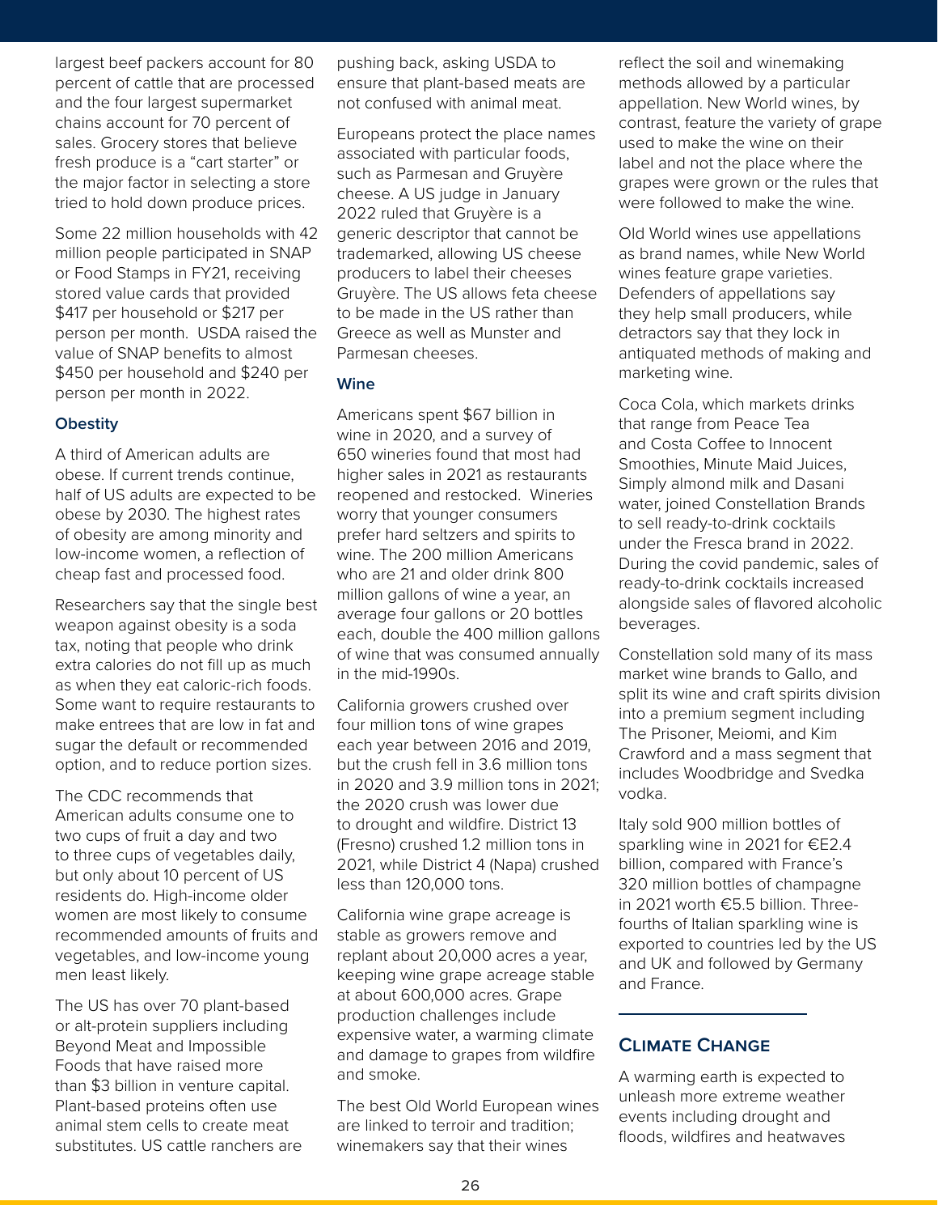largest beef packers account for 80 percent of cattle that are processed and the four largest supermarket chains account for 70 percent of sales. Grocery stores that believe fresh produce is a "cart starter" or the major factor in selecting a store tried to hold down produce prices.

Some 22 million households with 42 million people participated in SNAP or Food Stamps in FY21, receiving stored value cards that provided $417 per household or $217 per person per month. USDA raised the value of SNAP benefits to almost $450 per household and $240 per person per month in 2022.

### Obestity

A third of American adults are obese. If current trends continue, half of US adults are expected to be obese by 2030. The highest rates of obesity are among minority and low-income women, a reflection of cheap fast and processed food.

Researchers say that the single best weapon against obesity is a soda tax, noting that people who drink extra calories do not fill up as much as when they eat caloric-rich foods. Some want to require restaurants to make entrees that are low in fat and sugar the default or recommended option, and to reduce portion sizes.

The CDC recommends that American adults consume one to two cups of fruit a day and two to three cups of vegetables daily, but only about 10 percent of US residents do. High-income older women are most likely to consume recommended amounts of fruits and vegetables, and low-income young men least likely.

The US has over 70 plant-based or alt-protein suppliers including Beyond Meat and Impossible Foods that have raised more than $3 billion in venture capital. Plant-based proteins often use animal stem cells to create meat substitutes. US cattle ranchers are pushing back, asking USDA to ensure that plant-based meats are not confused with animal meat.

Europeans protect the place names associated with particular foods, such as Parmesan and Gruyère cheese. A US judge in January 2022 ruled that Gruyère is a generic descriptor that cannot be trademarked, allowing US cheese producers to label their cheeses Gruyère. The US allows feta cheese to be made in the US rather than Greece as well as Munster and Parmesan cheeses.

### Wine

Americans spent $67 billion in wine in 2020, and a survey of 650 wineries found that most had higher sales in 2021 as restaurants reopened and restocked. Wineries worry that younger consumers prefer hard seltzers and spirits to wine. The 200 million Americans who are 21 and older drink 800 million gallons of wine a year, an average four gallons or 20 bottles each, double the 400 million gallons of wine that was consumed annually in the mid-1990s.

California growers crushed over four million tons of wine grapes each year between 2016 and 2019, but the crush fell in 3.6 million tons in 2020 and 3.9 million tons in 2021; the 2020 crush was lower due to drought and wildfire. District 13 (Fresno) crushed 1.2 million tons in 2021, while District 4 (Napa) crushed less than 120,000 tons.

California wine grape acreage is stable as growers remove and replant about 20,000 acres a year, keeping wine grape acreage stable at about 600,000 acres. Grape production challenges include expensive water, a warming climate and damage to grapes from wildfire and smoke.

The best Old World European wines are linked to terroir and tradition; winemakers say that their wines reflect the soil and winemaking methods allowed by a particular appellation. New World wines, by contrast, feature the variety of grape used to make the wine on their label and not the place where the grapes were grown or the rules that were followed to make the wine.

Old World wines use appellations as brand names, while New World wines feature grape varieties. Defenders of appellations say they help small producers, while detractors say that they lock in antiquated methods of making and marketing wine.

Coca Cola, which markets drinks that range from Peace Tea and Costa Coffee to Innocent Smoothies, Minute Maid Juices, Simply almond milk and Dasani water, joined Constellation Brands to sell ready-to-drink cocktails under the Fresca brand in 2022. During the covid pandemic, sales of ready-to-drink cocktails increased alongside sales of flavored alcoholic beverages.

Constellation sold many of its mass market wine brands to Gallo, and split its wine and craft spirits division into a premium segment including The Prisoner, Meiomi, and Kim Crawford and a mass segment that includes Woodbridge and Svedka vodka.

Italy sold 900 million bottles of sparkling wine in 2021 for €E2.4 billion, compared with France's 320 million bottles of champagne in 2021 worth €5.5 billion. Three-fourths of Italian sparkling wine is exported to countries led by the US and UK and followed by Germany and France.

## Climate Change

A warming earth is expected to unleash more extreme weather events including drought and floods, wildfires and heatwaves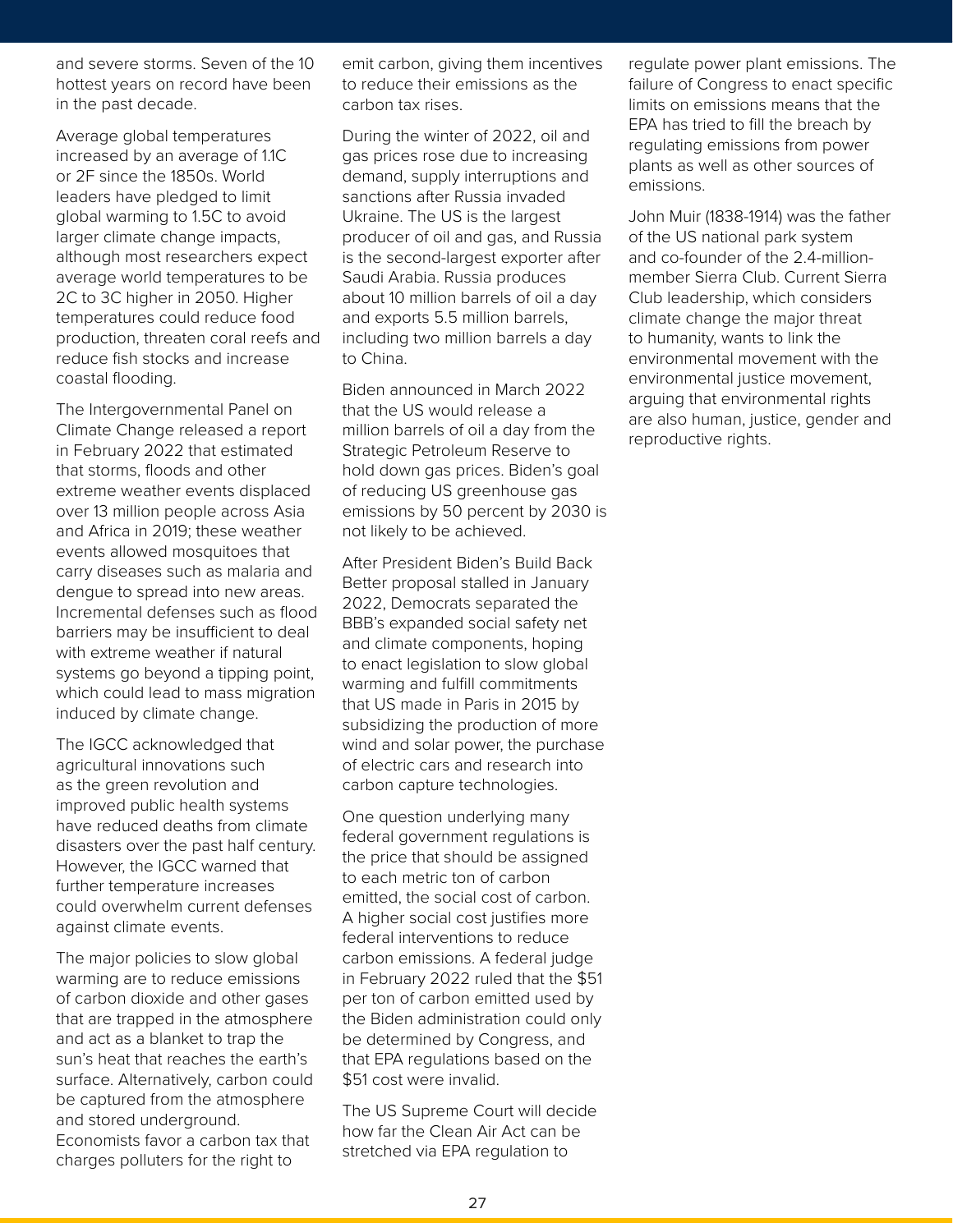and severe storms. Seven of the 10 hottest years on record have been in the past decade.

Average global temperatures increased by an average of 1.1C or 2F since the 1850s. World leaders have pledged to limit global warming to 1.5C to avoid larger climate change impacts, although most researchers expect average world temperatures to be 2C to 3C higher in 2050. Higher temperatures could reduce food production, threaten coral reefs and reduce fish stocks and increase coastal flooding.

The Intergovernmental Panel on Climate Change released a report in February 2022 that estimated that storms, floods and other extreme weather events displaced over 13 million people across Asia and Africa in 2019; these weather events allowed mosquitoes that carry diseases such as malaria and dengue to spread into new areas. Incremental defenses such as flood barriers may be insufficient to deal with extreme weather if natural systems go beyond a tipping point, which could lead to mass migration induced by climate change.

The IGCC acknowledged that agricultural innovations such as the green revolution and improved public health systems have reduced deaths from climate disasters over the past half century. However, the IGCC warned that further temperature increases could overwhelm current defenses against climate events.

The major policies to slow global warming are to reduce emissions of carbon dioxide and other gases that are trapped in the atmosphere and act as a blanket to trap the sun's heat that reaches the earth's surface. Alternatively, carbon could be captured from the atmosphere and stored underground. Economists favor a carbon tax that charges polluters for the right to emit carbon, giving them incentives to reduce their emissions as the carbon tax rises.

During the winter of 2022, oil and gas prices rose due to increasing demand, supply interruptions and sanctions after Russia invaded Ukraine. The US is the largest producer of oil and gas, and Russia is the second-largest exporter after Saudi Arabia. Russia produces about 10 million barrels of oil a day and exports 5.5 million barrels, including two million barrels a day to China.

Biden announced in March 2022 that the US would release a million barrels of oil a day from the Strategic Petroleum Reserve to hold down gas prices. Biden's goal of reducing US greenhouse gas emissions by 50 percent by 2030 is not likely to be achieved.

After President Biden's Build Back Better proposal stalled in January 2022, Democrats separated the BBB's expanded social safety net and climate components, hoping to enact legislation to slow global warming and fulfill commitments that US made in Paris in 2015 by subsidizing the production of more wind and solar power, the purchase of electric cars and research into carbon capture technologies.

One question underlying many federal government regulations is the price that should be assigned to each metric ton of carbon emitted, the social cost of carbon. A higher social cost justifies more federal interventions to reduce carbon emissions. A federal judge in February 2022 ruled that the $51 per ton of carbon emitted used by the Biden administration could only be determined by Congress, and that EPA regulations based on the $51 cost were invalid.

The US Supreme Court will decide how far the Clean Air Act can be stretched via EPA regulation to regulate power plant emissions. The failure of Congress to enact specific limits on emissions means that the EPA has tried to fill the breach by regulating emissions from power plants as well as other sources of emissions.

John Muir (1838-1914) was the father of the US national park system and co-founder of the 2.4-million-member Sierra Club. Current Sierra Club leadership, which considers climate change the major threat to humanity, wants to link the environmental movement with the environmental justice movement, arguing that environmental rights are also human, justice, gender and reproductive rights.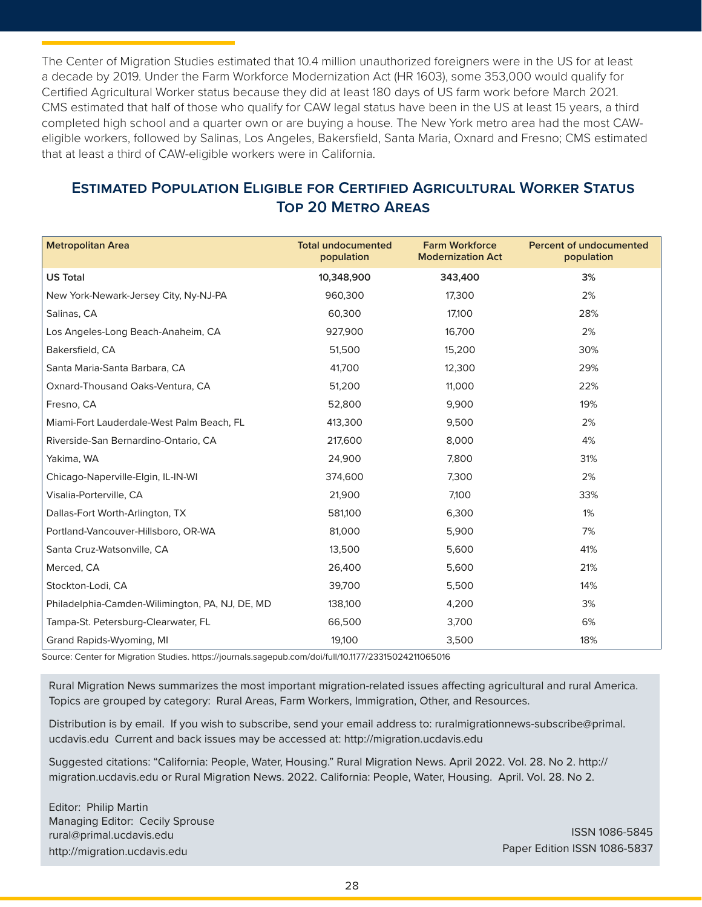The Center of Migration Studies estimated that 10.4 million unauthorized foreigners were in the US for at least a decade by 2019. Under the Farm Workforce Modernization Act (HR 1603), some 353,000 would qualify for Certified Agricultural Worker status because they did at least 180 days of US farm work before March 2021. CMS estimated that half of those who qualify for CAW legal status have been in the US at least 15 years, a third completed high school and a quarter own or are buying a house. The New York metro area had the most CAW-eligible workers, followed by Salinas, Los Angeles, Bakersfield, Santa Maria, Oxnard and Fresno; CMS estimated that at least a third of CAW-eligible workers were in California.

## Estimated Population Eligible for Certified Agricultural Worker Status Top 20 Metro Areas

| Metropolitan Area | Total undocumented population | Farm Workforce Modernization Act | Percent of undocumented population |
|---|---|---|---|
| **US Total** | **10,348,900** | **343,400** | **3%** |
| New York-Newark-Jersey City, Ny-NJ-PA | 960,300 | 17,300 | 2% |
| Salinas, CA | 60,300 | 17,100 | 28% |
| Los Angeles-Long Beach-Anaheim, CA | 927,900 | 16,700 | 2% |
| Bakersfield, CA | 51,500 | 15,200 | 30% |
| Santa Maria-Santa Barbara, CA | 41,700 | 12,300 | 29% |
| Oxnard-Thousand Oaks-Ventura, CA | 51,200 | 11,000 | 22% |
| Fresno, CA | 52,800 | 9,900 | 19% |
| Miami-Fort Lauderdale-West Palm Beach, FL | 413,300 | 9,500 | 2% |
| Riverside-San Bernardino-Ontario, CA | 217,600 | 8,000 | 4% |
| Yakima, WA | 24,900 | 7,800 | 31% |
| Chicago-Naperville-Elgin, IL-IN-WI | 374,600 | 7,300 | 2% |
| Visalia-Porterville, CA | 21,900 | 7,100 | 33% |
| Dallas-Fort Worth-Arlington, TX | 581,100 | 6,300 | 1% |
| Portland-Vancouver-Hillsboro, OR-WA | 81,000 | 5,900 | 7% |
| Santa Cruz-Watsonville, CA | 13,500 | 5,600 | 41% |
| Merced, CA | 26,400 | 5,600 | 21% |
| Stockton-Lodi, CA | 39,700 | 5,500 | 14% |
| Philadelphia-Camden-Wilimington, PA, NJ, DE, MD | 138,100 | 4,200 | 3% |
| Tampa-St. Petersburg-Clearwater, FL | 66,500 | 3,700 | 6% |
| Grand Rapids-Wyoming, MI | 19,100 | 3,500 | 18% |

Source: Center for Migration Studies. https://journals.sagepub.com/doi/full/10.1177/23315024211065016

Rural Migration News summarizes the most important migration-related issues affecting agricultural and rural America. Topics are grouped by category: Rural Areas, Farm Workers, Immigration, Other, and Resources.

Distribution is by email. If you wish to subscribe, send your email address to: ruralmigrationnews-subscribe@primal.ucdavis.edu Current and back issues may be accessed at: http://migration.ucdavis.edu

Suggested citations: "California: People, Water, Housing." Rural Migration News. April 2022. Vol. 28. No 2. http://migration.ucdavis.edu or Rural Migration News. 2022. California: People, Water, Housing. April. Vol. 28. No 2.

Editor: Philip Martin
Managing Editor: Cecily Sprouse
rural@primal.ucdavis.edu
http://migration.ucdavis.edu

ISSN 1086-5845
Paper Edition ISSN 1086-5837